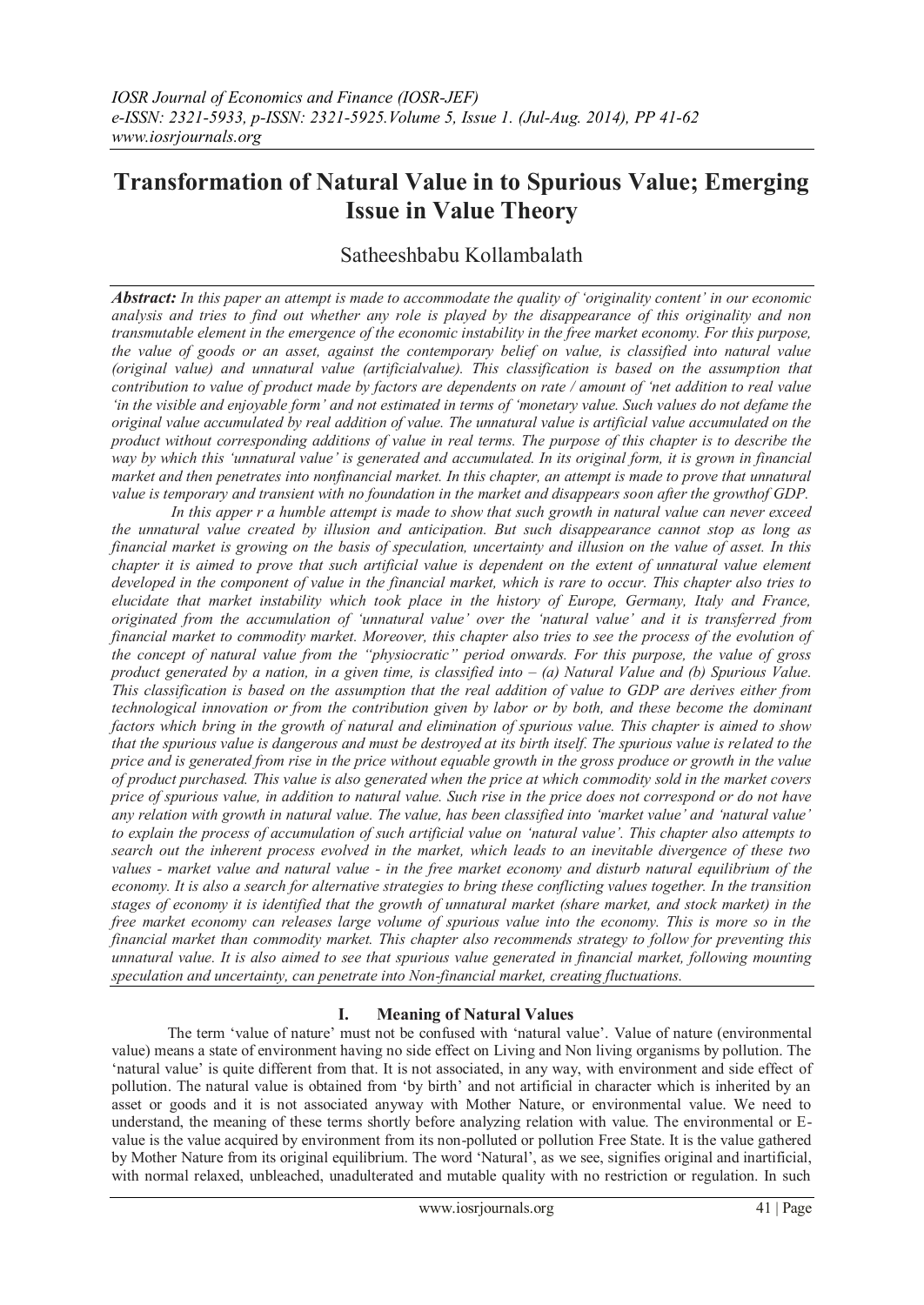# Transformation of Natural Value in to Spurious Value; Emerging Issue in Value Theory

Satheeshbabu Kollambalath

***Abstract:*** *In this paper an attempt is made to accommodate the quality of 'originality content' in our economic analysis and tries to find out whether any role is played by the disappearance of this originality and non transmutable element in the emergence of the economic instability in the free market economy. For this purpose, the value of goods or an asset, against the contemporary belief on value, is classified into natural value (original value) and unnatural value (artificialvalue). This classification is based on the assumption that contribution to value of product made by factors are dependents on rate / amount of 'net addition to real value 'in the visible and enjoyable form' and not estimated in terms of 'monetary value. Such values do not defame the original value accumulated by real addition of value. The unnatural value is artificial value accumulated on the product without corresponding additions of value in real terms. The purpose of this chapter is to describe the way by which this 'unnatural value' is generated and accumulated. In its original form, it is grown in financial market and then penetrates into nonfinancial market. In this chapter, an attempt is made to prove that unnatural value is temporary and transient with no foundation in the market and disappears soon after the growthof GDP.*

*In this apper r a humble attempt is made to show that such growth in natural value can never exceed the unnatural value created by illusion and anticipation. But such disappearance cannot stop as long as financial market is growing on the basis of speculation, uncertainty and illusion on the value of asset. In this chapter it is aimed to prove that such artificial value is dependent on the extent of unnatural value element developed in the component of value in the financial market, which is rare to occur. This chapter also tries to elucidate that market instability which took place in the history of Europe, Germany, Italy and France, originated from the accumulation of 'unnatural value' over the 'natural value' and it is transferred from financial market to commodity market. Moreover, this chapter also tries to see the process of the evolution of the concept of natural value from the "physiocratic" period onwards. For this purpose, the value of gross product generated by a nation, in a given time, is classified into – (a) Natural Value and (b) Spurious Value. This classification is based on the assumption that the real addition of value to GDP are derives either from technological innovation or from the contribution given by labor or by both, and these become the dominant factors which bring in the growth of natural and elimination of spurious value. This chapter is aimed to show that the spurious value is dangerous and must be destroyed at its birth itself. The spurious value is related to the price and is generated from rise in the price without equable growth in the gross produce or growth in the value of product purchased. This value is also generated when the price at which commodity sold in the market covers price of spurious value, in addition to natural value. Such rise in the price does not correspond or do not have any relation with growth in natural value. The value, has been classified into 'market value' and 'natural value' to explain the process of accumulation of such artificial value on 'natural value'. This chapter also attempts to search out the inherent process evolved in the market, which leads to an inevitable divergence of these two values - market value and natural value - in the free market economy and disturb natural equilibrium of the economy. It is also a search for alternative strategies to bring these conflicting values together. In the transition stages of economy it is identified that the growth of unnatural market (share market, and stock market) in the free market economy can releases large volume of spurious value into the economy. This is more so in the financial market than commodity market. This chapter also recommends strategy to follow for preventing this unnatural value. It is also aimed to see that spurious value generated in financial market, following mounting speculation and uncertainty, can penetrate into Non-financial market, creating fluctuations.*

## I. Meaning of Natural Values

The term 'value of nature' must not be confused with 'natural value'. Value of nature (environmental value) means a state of environment having no side effect on Living and Non living organisms by pollution. The 'natural value' is quite different from that. It is not associated, in any way, with environment and side effect of pollution. The natural value is obtained from 'by birth' and not artificial in character which is inherited by an asset or goods and it is not associated anyway with Mother Nature, or environmental value. We need to understand, the meaning of these terms shortly before analyzing relation with value. The environmental or E-value is the value acquired by environment from its non-polluted or pollution Free State. It is the value gathered by Mother Nature from its original equilibrium. The word 'Natural', as we see, signifies original and inartificial, with normal relaxed, unbleached, unadulterated and mutable quality with no restriction or regulation. In such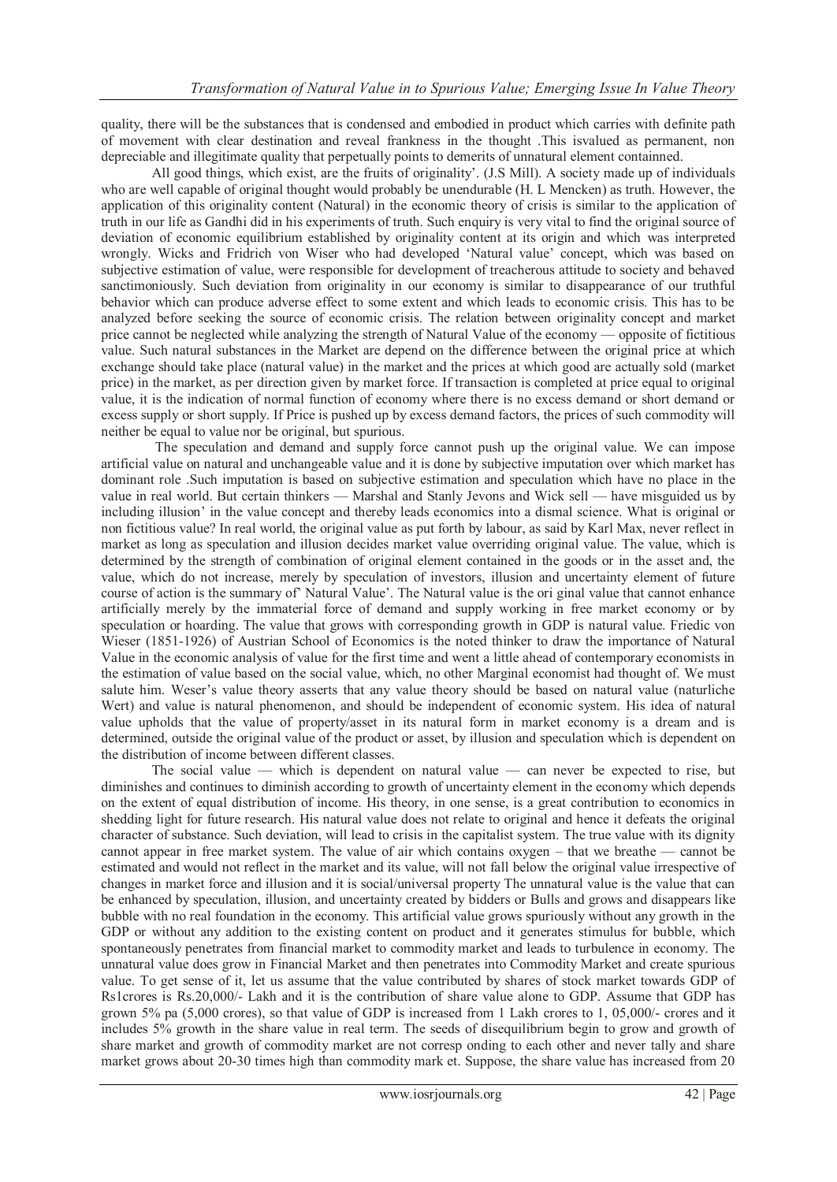quality, there will be the substances that is condensed and embodied in product which carries with definite path of movement with clear destination and reveal frankness in the thought .This isvalued as permanent, non depreciable and illegitimate quality that perpetually points to demerits of unnatural element containned.

All good things, which exist, are the fruits of originality'. (J.S Mill). A society made up of individuals who are well capable of original thought would probably be unendurable (H. L Mencken) as truth. However, the application of this originality content (Natural) in the economic theory of crisis is similar to the application of truth in our life as Gandhi did in his experiments of truth. Such enquiry is very vital to find the original source of deviation of economic equilibrium established by originality content at its origin and which was interpreted wrongly. Wicks and Fridrich von Wiser who had developed 'Natural value' concept, which was based on subjective estimation of value, were responsible for development of treacherous attitude to society and behaved sanctimoniously. Such deviation from originality in our economy is similar to disappearance of our truthful behavior which can produce adverse effect to some extent and which leads to economic crisis. This has to be analyzed before seeking the source of economic crisis. The relation between originality concept and market price cannot be neglected while analyzing the strength of Natural Value of the economy — opposite of fictitious value. Such natural substances in the Market are depend on the difference between the original price at which exchange should take place (natural value) in the market and the prices at which good are actually sold (market price) in the market, as per direction given by market force. If transaction is completed at price equal to original value, it is the indication of normal function of economy where there is no excess demand or short demand or excess supply or short supply. If Price is pushed up by excess demand factors, the prices of such commodity will neither be equal to value nor be original, but spurious.

The speculation and demand and supply force cannot push up the original value. We can impose artificial value on natural and unchangeable value and it is done by subjective imputation over which market has dominant role .Such imputation is based on subjective estimation and speculation which have no place in the value in real world. But certain thinkers — Marshal and Stanly Jevons and Wick sell — have misguided us by including illusion' in the value concept and thereby leads economics into a dismal science. What is original or non fictitious value? In real world, the original value as put forth by labour, as said by Karl Max, never reflect in market as long as speculation and illusion decides market value overriding original value. The value, which is determined by the strength of combination of original element contained in the goods or in the asset and, the value, which do not increase, merely by speculation of investors, illusion and uncertainty element of future course of action is the summary of' Natural Value'. The Natural value is the ori ginal value that cannot enhance artificially merely by the immaterial force of demand and supply working in free market economy or by speculation or hoarding. The value that grows with corresponding growth in GDP is natural value. Friedic von Wieser (1851-1926) of Austrian School of Economics is the noted thinker to draw the importance of Natural Value in the economic analysis of value for the first time and went a little ahead of contemporary economists in the estimation of value based on the social value, which, no other Marginal economist had thought of. We must salute him. Weser's value theory asserts that any value theory should be based on natural value (naturliche Wert) and value is natural phenomenon, and should be independent of economic system. His idea of natural value upholds that the value of property/asset in its natural form in market economy is a dream and is determined, outside the original value of the product or asset, by illusion and speculation which is dependent on the distribution of income between different classes.

The social value — which is dependent on natural value — can never be expected to rise, but diminishes and continues to diminish according to growth of uncertainty element in the economy which depends on the extent of equal distribution of income. His theory, in one sense, is a great contribution to economics in shedding light for future research. His natural value does not relate to original and hence it defeats the original character of substance. Such deviation, will lead to crisis in the capitalist system. The true value with its dignity cannot appear in free market system. The value of air which contains oxygen – that we breathe — cannot be estimated and would not reflect in the market and its value, will not fall below the original value irrespective of changes in market force and illusion and it is social/universal property The unnatural value is the value that can be enhanced by speculation, illusion, and uncertainty created by bidders or Bulls and grows and disappears like bubble with no real foundation in the economy. This artificial value grows spuriously without any growth in the GDP or without any addition to the existing content on product and it generates stimulus for bubble, which spontaneously penetrates from financial market to commodity market and leads to turbulence in economy. The unnatural value does grow in Financial Market and then penetrates into Commodity Market and create spurious value. To get sense of it, let us assume that the value contributed by shares of stock market towards GDP of Rs1crores is Rs.20,000/- Lakh and it is the contribution of share value alone to GDP. Assume that GDP has grown 5% pa (5,000 crores), so that value of GDP is increased from 1 Lakh crores to 1, 05,000/- crores and it includes 5% growth in the share value in real term. The seeds of disequilibrium begin to grow and growth of share market and growth of commodity market are not corresp onding to each other and never tally and share market grows about 20-30 times high than commodity mark et. Suppose, the share value has increased from 20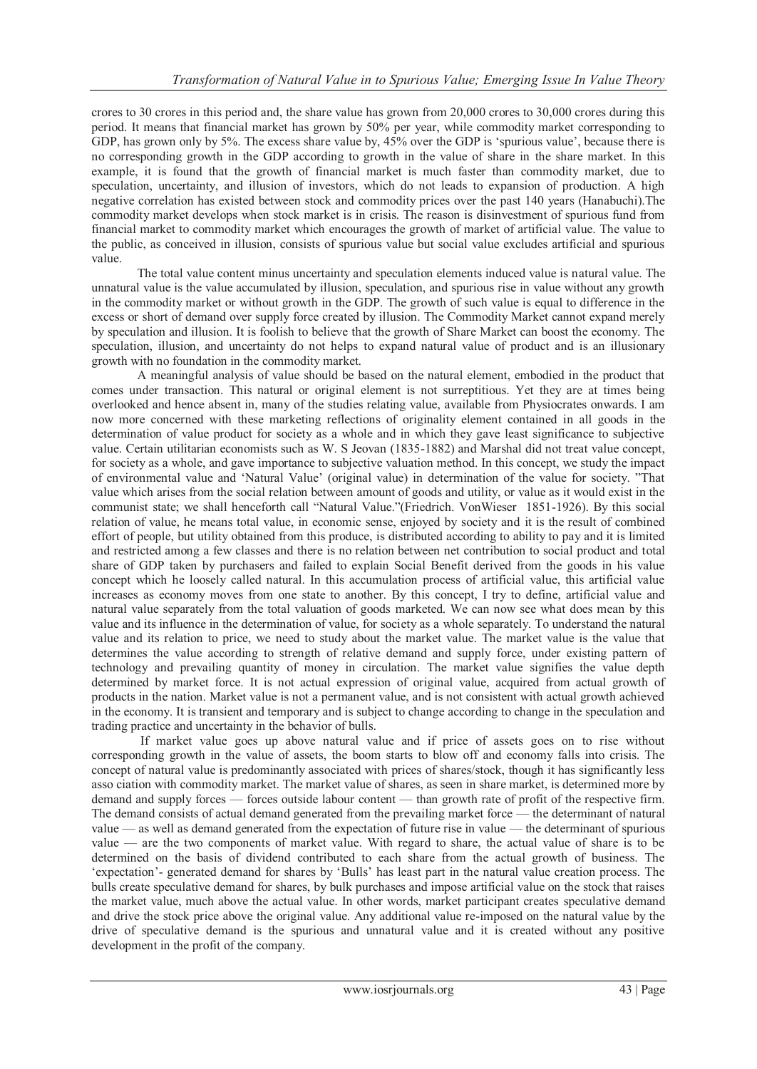crores to 30 crores in this period and, the share value has grown from 20,000 crores to 30,000 crores during this period. It means that financial market has grown by 50% per year, while commodity market corresponding to GDP, has grown only by 5%. The excess share value by, 45% over the GDP is 'spurious value', because there is no corresponding growth in the GDP according to growth in the value of share in the share market. In this example, it is found that the growth of financial market is much faster than commodity market, due to speculation, uncertainty, and illusion of investors, which do not leads to expansion of production. A high negative correlation has existed between stock and commodity prices over the past 140 years (Hanabuchi).The commodity market develops when stock market is in crisis. The reason is disinvestment of spurious fund from financial market to commodity market which encourages the growth of market of artificial value. The value to the public, as conceived in illusion, consists of spurious value but social value excludes artificial and spurious value.

The total value content minus uncertainty and speculation elements induced value is natural value. The unnatural value is the value accumulated by illusion, speculation, and spurious rise in value without any growth in the commodity market or without growth in the GDP. The growth of such value is equal to difference in the excess or short of demand over supply force created by illusion. The Commodity Market cannot expand merely by speculation and illusion. It is foolish to believe that the growth of Share Market can boost the economy. The speculation, illusion, and uncertainty do not helps to expand natural value of product and is an illusionary growth with no foundation in the commodity market.

A meaningful analysis of value should be based on the natural element, embodied in the product that comes under transaction. This natural or original element is not surreptitious. Yet they are at times being overlooked and hence absent in, many of the studies relating value, available from Physiocrates onwards. I am now more concerned with these marketing reflections of originality element contained in all goods in the determination of value product for society as a whole and in which they gave least significance to subjective value. Certain utilitarian economists such as W. S Jeovan (1835-1882) and Marshal did not treat value concept, for society as a whole, and gave importance to subjective valuation method. In this concept, we study the impact of environmental value and 'Natural Value' (original value) in determination of the value for society. "That value which arises from the social relation between amount of goods and utility, or value as it would exist in the communist state; we shall henceforth call "Natural Value."(Friedrich. VonWieser 1851-1926). By this social relation of value, he means total value, in economic sense, enjoyed by society and it is the result of combined effort of people, but utility obtained from this produce, is distributed according to ability to pay and it is limited and restricted among a few classes and there is no relation between net contribution to social product and total share of GDP taken by purchasers and failed to explain Social Benefit derived from the goods in his value concept which he loosely called natural. In this accumulation process of artificial value, this artificial value increases as economy moves from one state to another. By this concept, I try to define, artificial value and natural value separately from the total valuation of goods marketed. We can now see what does mean by this value and its influence in the determination of value, for society as a whole separately. To understand the natural value and its relation to price, we need to study about the market value. The market value is the value that determines the value according to strength of relative demand and supply force, under existing pattern of technology and prevailing quantity of money in circulation. The market value signifies the value depth determined by market force. It is not actual expression of original value, acquired from actual growth of products in the nation. Market value is not a permanent value, and is not consistent with actual growth achieved in the economy. It is transient and temporary and is subject to change according to change in the speculation and trading practice and uncertainty in the behavior of bulls.

If market value goes up above natural value and if price of assets goes on to rise without corresponding growth in the value of assets, the boom starts to blow off and economy falls into crisis. The concept of natural value is predominantly associated with prices of shares/stock, though it has significantly less asso ciation with commodity market. The market value of shares, as seen in share market, is determined more by demand and supply forces — forces outside labour content — than growth rate of profit of the respective firm. The demand consists of actual demand generated from the prevailing market force — the determinant of natural value — as well as demand generated from the expectation of future rise in value — the determinant of spurious value — are the two components of market value. With regard to share, the actual value of share is to be determined on the basis of dividend contributed to each share from the actual growth of business. The 'expectation'- generated demand for shares by 'Bulls' has least part in the natural value creation process. The bulls create speculative demand for shares, by bulk purchases and impose artificial value on the stock that raises the market value, much above the actual value. In other words, market participant creates speculative demand and drive the stock price above the original value. Any additional value re-imposed on the natural value by the drive of speculative demand is the spurious and unnatural value and it is created without any positive development in the profit of the company.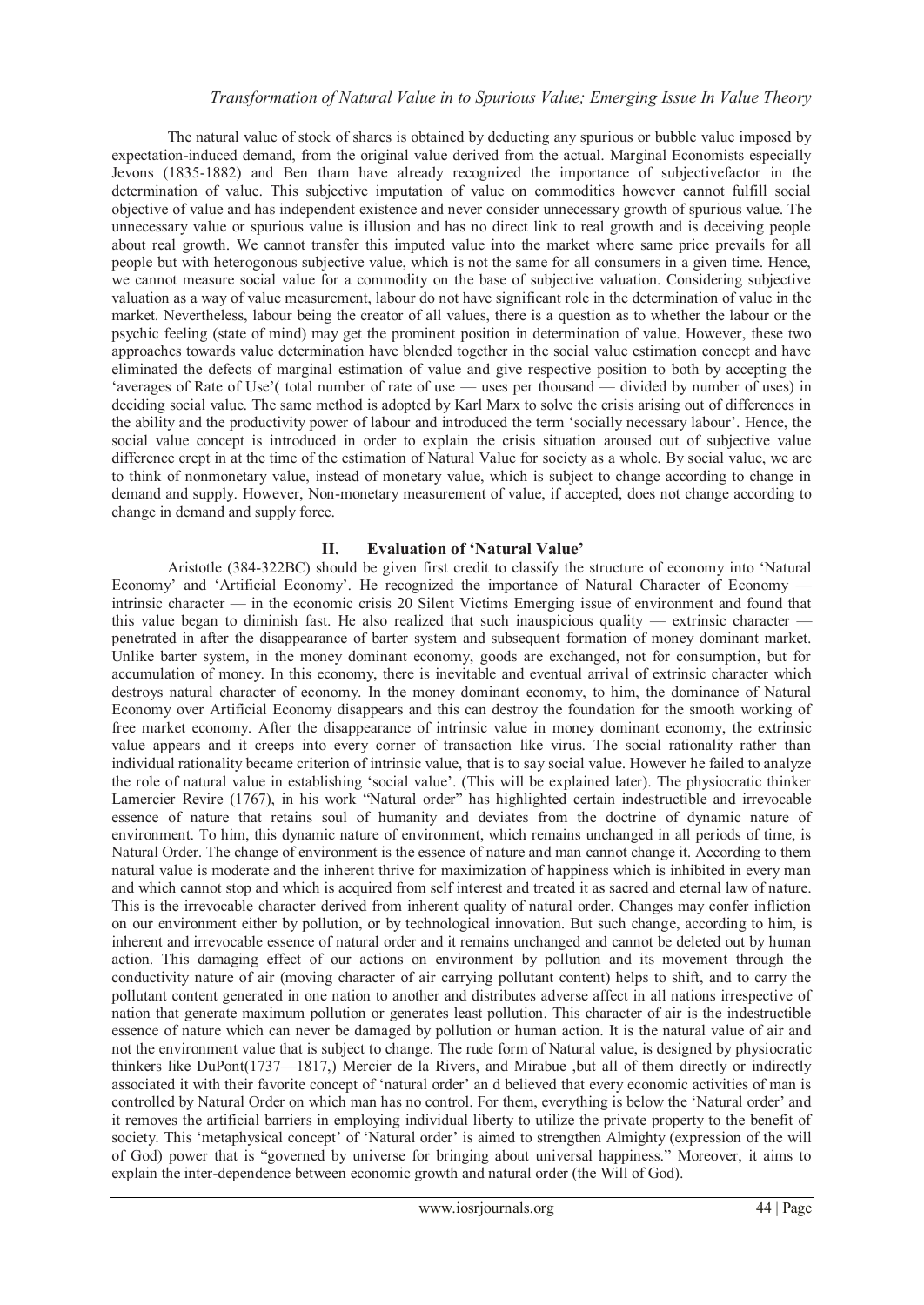The natural value of stock of shares is obtained by deducting any spurious or bubble value imposed by expectation-induced demand, from the original value derived from the actual. Marginal Economists especially Jevons (1835-1882) and Ben tham have already recognized the importance of subjectivefactor in the determination of value. This subjective imputation of value on commodities however cannot fulfill social objective of value and has independent existence and never consider unnecessary growth of spurious value. The unnecessary value or spurious value is illusion and has no direct link to real growth and is deceiving people about real growth. We cannot transfer this imputed value into the market where same price prevails for all people but with heterogonous subjective value, which is not the same for all consumers in a given time. Hence, we cannot measure social value for a commodity on the base of subjective valuation. Considering subjective valuation as a way of value measurement, labour do not have significant role in the determination of value in the market. Nevertheless, labour being the creator of all values, there is a question as to whether the labour or the psychic feeling (state of mind) may get the prominent position in determination of value. However, these two approaches towards value determination have blended together in the social value estimation concept and have eliminated the defects of marginal estimation of value and give respective position to both by accepting the 'averages of Rate of Use'( total number of rate of use — uses per thousand — divided by number of uses) in deciding social value. The same method is adopted by Karl Marx to solve the crisis arising out of differences in the ability and the productivity power of labour and introduced the term 'socially necessary labour'. Hence, the social value concept is introduced in order to explain the crisis situation aroused out of subjective value difference crept in at the time of the estimation of Natural Value for society as a whole. By social value, we are to think of nonmonetary value, instead of monetary value, which is subject to change according to change in demand and supply. However, Non-monetary measurement of value, if accepted, does not change according to change in demand and supply force.

## II. Evaluation of 'Natural Value'

Aristotle (384-322BC) should be given first credit to classify the structure of economy into 'Natural Economy' and 'Artificial Economy'. He recognized the importance of Natural Character of Economy — intrinsic character — in the economic crisis 20 Silent Victims Emerging issue of environment and found that this value began to diminish fast. He also realized that such inauspicious quality — extrinsic character — penetrated in after the disappearance of barter system and subsequent formation of money dominant market. Unlike barter system, in the money dominant economy, goods are exchanged, not for consumption, but for accumulation of money. In this economy, there is inevitable and eventual arrival of extrinsic character which destroys natural character of economy. In the money dominant economy, to him, the dominance of Natural Economy over Artificial Economy disappears and this can destroy the foundation for the smooth working of free market economy. After the disappearance of intrinsic value in money dominant economy, the extrinsic value appears and it creeps into every corner of transaction like virus. The social rationality rather than individual rationality became criterion of intrinsic value, that is to say social value. However he failed to analyze the role of natural value in establishing 'social value'. (This will be explained later). The physiocratic thinker Lamercier Revire (1767), in his work "Natural order" has highlighted certain indestructible and irrevocable essence of nature that retains soul of humanity and deviates from the doctrine of dynamic nature of environment. To him, this dynamic nature of environment, which remains unchanged in all periods of time, is Natural Order. The change of environment is the essence of nature and man cannot change it. According to them natural value is moderate and the inherent thrive for maximization of happiness which is inhibited in every man and which cannot stop and which is acquired from self interest and treated it as sacred and eternal law of nature. This is the irrevocable character derived from inherent quality of natural order. Changes may confer infliction on our environment either by pollution, or by technological innovation. But such change, according to him, is inherent and irrevocable essence of natural order and it remains unchanged and cannot be deleted out by human action. This damaging effect of our actions on environment by pollution and its movement through the conductivity nature of air (moving character of air carrying pollutant content) helps to shift, and to carry the pollutant content generated in one nation to another and distributes adverse affect in all nations irrespective of nation that generate maximum pollution or generates least pollution. This character of air is the indestructible essence of nature which can never be damaged by pollution or human action. It is the natural value of air and not the environment value that is subject to change. The rude form of Natural value, is designed by physiocratic thinkers like DuPont(1737—1817,) Mercier de la Rivers, and Mirabue ,but all of them directly or indirectly associated it with their favorite concept of 'natural order' an d believed that every economic activities of man is controlled by Natural Order on which man has no control. For them, everything is below the 'Natural order' and it removes the artificial barriers in employing individual liberty to utilize the private property to the benefit of society. This 'metaphysical concept' of 'Natural order' is aimed to strengthen Almighty (expression of the will of God) power that is "governed by universe for bringing about universal happiness." Moreover, it aims to explain the inter-dependence between economic growth and natural order (the Will of God).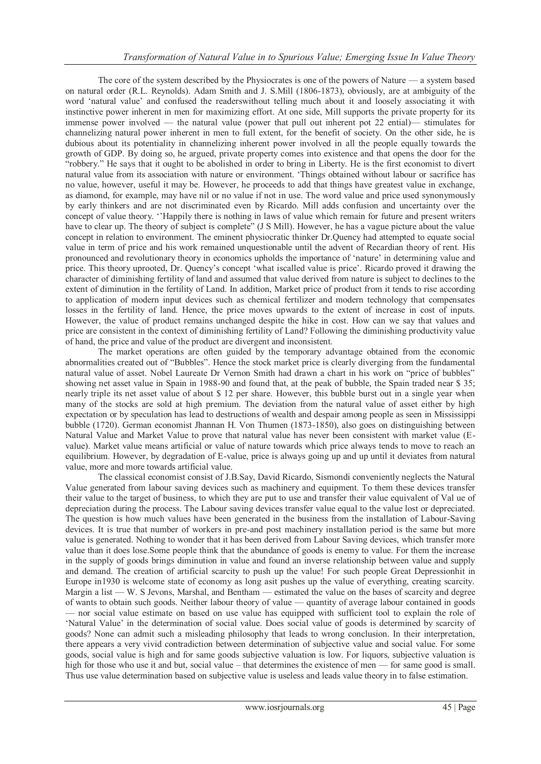The core of the system described by the Physiocrates is one of the powers of Nature — a system based on natural order (R.L. Reynolds). Adam Smith and J. S.Mill (1806-1873), obviously, are at ambiguity of the word 'natural value' and confused the readerswithout telling much about it and loosely associating it with instinctive power inherent in men for maximizing effort. At one side, Mill supports the private property for its immense power involved — the natural value (power that pull out inherent pot 22 ential)— stimulates for channelizing natural power inherent in men to full extent, for the benefit of society. On the other side, he is dubious about its potentiality in channelizing inherent power involved in all the people equally towards the growth of GDP. By doing so, he argued, private property comes into existence and that opens the door for the "robbery." He says that it ought to be abolished in order to bring in Liberty. He is the first economist to divert natural value from its association with nature or environment. 'Things obtained without labour or sacrifice has no value, however, useful it may be. However, he proceeds to add that things have greatest value in exchange, as diamond, for example, may have nil or no value if not in use. The word value and price used synonymously by early thinkers and are not discriminated even by Ricardo. Mill adds confusion and uncertainty over the concept of value theory. ''Happily there is nothing in laws of value which remain for future and present writers have to clear up. The theory of subject is complete" (J S Mill). However, he has a vague picture about the value concept in relation to environment. The eminent physiocratic thinker Dr.Quency had attempted to equate social value in term of price and his work remained unquestionable until the advent of Recardian theory of rent. His pronounced and revolutionary theory in economics upholds the importance of 'nature' in determining value and price. This theory uprooted, Dr. Quency's concept 'what iscalled value is price'. Ricardo proved it drawing the character of diminishing fertility of land and assumed that value derived from nature is subject to declines to the extent of diminution in the fertility of Land. In addition, Market price of product from it tends to rise according to application of modern input devices such as chemical fertilizer and modern technology that compensates losses in the fertility of land. Hence, the price moves upwards to the extent of increase in cost of inputs. However, the value of product remains unchanged despite the hike in cost. How can we say that values and price are consistent in the context of diminishing fertility of Land? Following the diminishing productivity value of hand, the price and value of the product are divergent and inconsistent.

The market operations are often guided by the temporary advantage obtained from the economic abnormalities created out of "Bubbles". Hence the stock market price is clearly diverging from the fundamental natural value of asset. Nobel Laureate Dr Vernon Smith had drawn a chart in his work on "price of bubbles" showing net asset value in Spain in 1988-90 and found that, at the peak of bubble, the Spain traded near $ 35; nearly triple its net asset value of about $ 12 per share. However, this bubble burst out in a single year when many of the stocks are sold at high premium. The deviation from the natural value of asset either by high expectation or by speculation has lead to destructions of wealth and despair among people as seen in Mississippi bubble (1720). German economist Jhannan H. Von Thumen (1873-1850), also goes on distinguishing between Natural Value and Market Value to prove that natural value has never been consistent with market value (E-value). Market value means artificial or value of nature towards which price always tends to move to reach an equilibrium. However, by degradation of E-value, price is always going up and up until it deviates from natural value, more and more towards artificial value.

The classical economist consist of J.B.Say, David Ricardo, Sismondi conveniently neglects the Natural Value generated from labour saving devices such as machinery and equipment. To them these devices transfer their value to the target of business, to which they are put to use and transfer their value equivalent of Val ue of depreciation during the process. The Labour saving devices transfer value equal to the value lost or depreciated. The question is how much values have been generated in the business from the installation of Labour-Saving devices. It is true that number of workers in pre-and post machinery installation period is the same but more value is generated. Nothing to wonder that it has been derived from Labour Saving devices, which transfer more value than it does lose.Some people think that the abundance of goods is enemy to value. For them the increase in the supply of goods brings diminution in value and found an inverse relationship between value and supply and demand. The creation of artificial scarcity to push up the value! For such people Great Depressionhit in Europe in1930 is welcome state of economy as long asit pushes up the value of everything, creating scarcity. Margin a list — W. S Jevons, Marshal, and Bentham — estimated the value on the bases of scarcity and degree of wants to obtain such goods. Neither labour theory of value — quantity of average labour contained in goods — nor social value estimate on based on use value has equipped with sufficient tool to explain the role of 'Natural Value' in the determination of social value. Does social value of goods is determined by scarcity of goods? None can admit such a misleading philosophy that leads to wrong conclusion. In their interpretation, there appears a very vivid contradiction between determination of subjective value and social value. For some goods, social value is high and for same goods subjective valuation is low. For liquors, subjective valuation is high for those who use it and but, social value – that determines the existence of men — for same good is small. Thus use value determination based on subjective value is useless and leads value theory in to false estimation.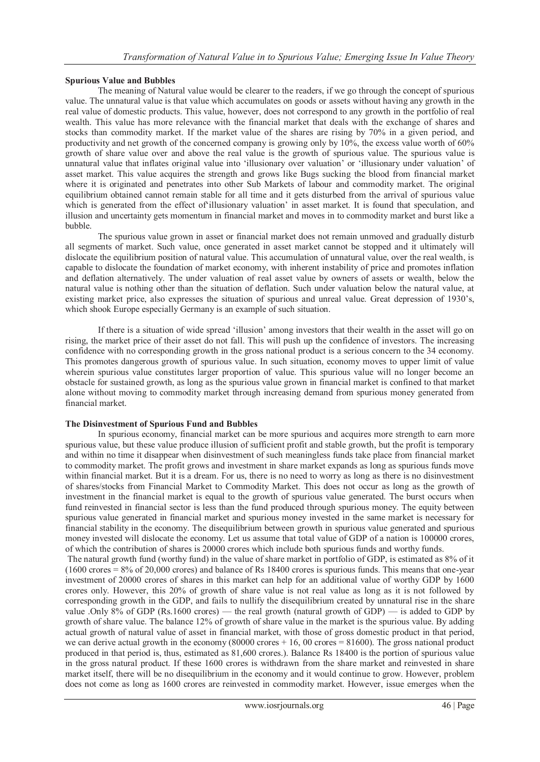### Spurious Value and Bubbles

The meaning of Natural value would be clearer to the readers, if we go through the concept of spurious value. The unnatural value is that value which accumulates on goods or assets without having any growth in the real value of domestic products. This value, however, does not correspond to any growth in the portfolio of real wealth. This value has more relevance with the financial market that deals with the exchange of shares and stocks than commodity market. If the market value of the shares are rising by 70% in a given period, and productivity and net growth of the concerned company is growing only by 10%, the excess value worth of 60% growth of share value over and above the real value is the growth of spurious value. The spurious value is unnatural value that inflates original value into 'illusionary over valuation' or 'illusionary under valuation' of asset market. This value acquires the strength and grows like Bugs sucking the blood from financial market where it is originated and penetrates into other Sub Markets of labour and commodity market. The original equilibrium obtained cannot remain stable for all time and it gets disturbed from the arrival of spurious value which is generated from the effect of'illusionary valuation' in asset market. It is found that speculation, and illusion and uncertainty gets momentum in financial market and moves in to commodity market and burst like a bubble.

The spurious value grown in asset or financial market does not remain unmoved and gradually disturb all segments of market. Such value, once generated in asset market cannot be stopped and it ultimately will dislocate the equilibrium position of natural value. This accumulation of unnatural value, over the real wealth, is capable to dislocate the foundation of market economy, with inherent instability of price and promotes inflation and deflation alternatively. The under valuation of real asset value by owners of assets or wealth, below the natural value is nothing other than the situation of deflation. Such under valuation below the natural value, at existing market price, also expresses the situation of spurious and unreal value. Great depression of 1930's, which shook Europe especially Germany is an example of such situation.

If there is a situation of wide spread 'illusion' among investors that their wealth in the asset will go on rising, the market price of their asset do not fall. This will push up the confidence of investors. The increasing confidence with no corresponding growth in the gross national product is a serious concern to the 34 economy. This promotes dangerous growth of spurious value. In such situation, economy moves to upper limit of value wherein spurious value constitutes larger proportion of value. This spurious value will no longer become an obstacle for sustained growth, as long as the spurious value grown in financial market is confined to that market alone without moving to commodity market through increasing demand from spurious money generated from financial market.

### The Disinvestment of Spurious Fund and Bubbles

In spurious economy, financial market can be more spurious and acquires more strength to earn more spurious value, but these value produce illusion of sufficient profit and stable growth, but the profit is temporary and within no time it disappear when disinvestment of such meaningless funds take place from financial market to commodity market. The profit grows and investment in share market expands as long as spurious funds move within financial market. But it is a dream. For us, there is no need to worry as long as there is no disinvestment of shares/stocks from Financial Market to Commodity Market. This does not occur as long as the growth of investment in the financial market is equal to the growth of spurious value generated. The burst occurs when fund reinvested in financial sector is less than the fund produced through spurious money. The equity between spurious value generated in financial market and spurious money invested in the same market is necessary for financial stability in the economy. The disequilibrium between growth in spurious value generated and spurious money invested will dislocate the economy. Let us assume that total value of GDP of a nation is 100000 crores, of which the contribution of shares is 20000 crores which include both spurious funds and worthy funds.

The natural growth fund (worthy fund) in the value of share market in portfolio of GDP, is estimated as 8% of it (1600 crores = 8% of 20,000 crores) and balance of Rs 18400 crores is spurious funds. This means that one-year investment of 20000 crores of shares in this market can help for an additional value of worthy GDP by 1600 crores only. However, this 20% of growth of share value is not real value as long as it is not followed by corresponding growth in the GDP, and fails to nullify the disequilibrium created by unnatural rise in the share value .Only 8% of GDP (Rs.1600 crores) — the real growth (natural growth of GDP) — is added to GDP by growth of share value. The balance 12% of growth of share value in the market is the spurious value. By adding actual growth of natural value of asset in financial market, with those of gross domestic product in that period, we can derive actual growth in the economy (80000 crores + 16, 00 crores = 81600). The gross national product produced in that period is, thus, estimated as 81,600 crores.). Balance Rs 18400 is the portion of spurious value in the gross natural product. If these 1600 crores is withdrawn from the share market and reinvested in share market itself, there will be no disequilibrium in the economy and it would continue to grow. However, problem does not come as long as 1600 crores are reinvested in commodity market. However, issue emerges when the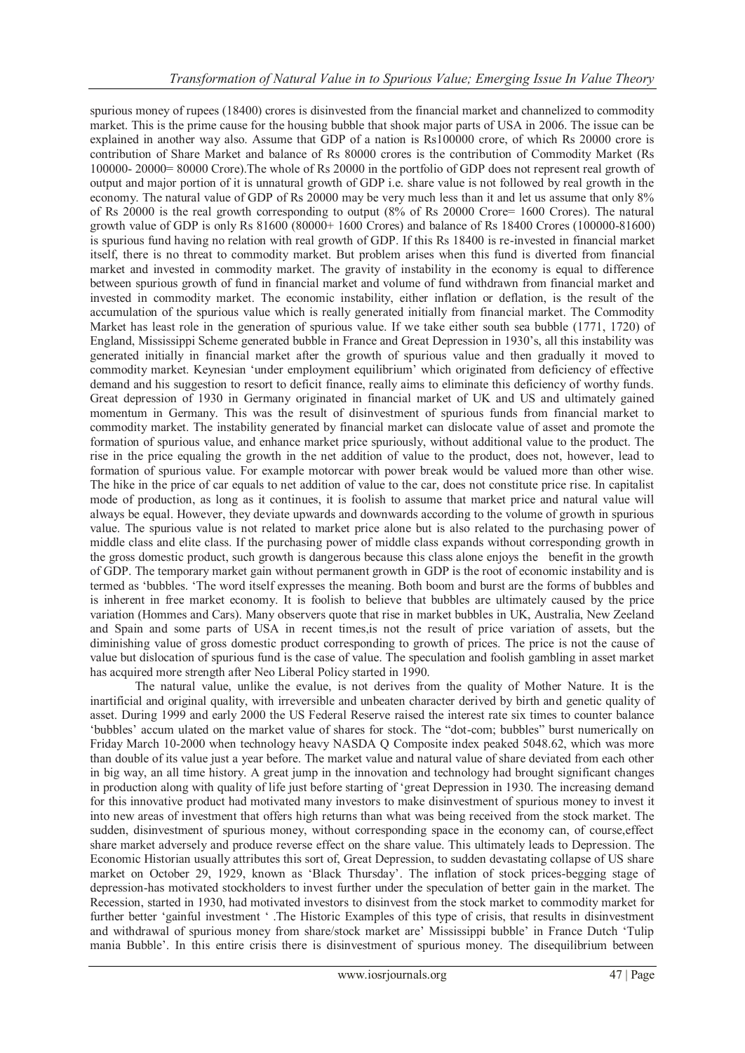spurious money of rupees (18400) crores is disinvested from the financial market and channelized to commodity market. This is the prime cause for the housing bubble that shook major parts of USA in 2006. The issue can be explained in another way also. Assume that GDP of a nation is Rs100000 crore, of which Rs 20000 crore is contribution of Share Market and balance of Rs 80000 crores is the contribution of Commodity Market (Rs 100000- 20000= 80000 Crore).The whole of Rs 20000 in the portfolio of GDP does not represent real growth of output and major portion of it is unnatural growth of GDP i.e. share value is not followed by real growth in the economy. The natural value of GDP of Rs 20000 may be very much less than it and let us assume that only 8% of Rs 20000 is the real growth corresponding to output (8% of Rs 20000 Crore= 1600 Crores). The natural growth value of GDP is only Rs 81600 (80000+ 1600 Crores) and balance of Rs 18400 Crores (100000-81600) is spurious fund having no relation with real growth of GDP. If this Rs 18400 is re-invested in financial market itself, there is no threat to commodity market. But problem arises when this fund is diverted from financial market and invested in commodity market. The gravity of instability in the economy is equal to difference between spurious growth of fund in financial market and volume of fund withdrawn from financial market and invested in commodity market. The economic instability, either inflation or deflation, is the result of the accumulation of the spurious value which is really generated initially from financial market. The Commodity Market has least role in the generation of spurious value. If we take either south sea bubble (1771, 1720) of England, Mississippi Scheme generated bubble in France and Great Depression in 1930's, all this instability was generated initially in financial market after the growth of spurious value and then gradually it moved to commodity market. Keynesian 'under employment equilibrium' which originated from deficiency of effective demand and his suggestion to resort to deficit finance, really aims to eliminate this deficiency of worthy funds. Great depression of 1930 in Germany originated in financial market of UK and US and ultimately gained momentum in Germany. This was the result of disinvestment of spurious funds from financial market to commodity market. The instability generated by financial market can dislocate value of asset and promote the formation of spurious value, and enhance market price spuriously, without additional value to the product. The rise in the price equaling the growth in the net addition of value to the product, does not, however, lead to formation of spurious value. For example motorcar with power break would be valued more than other wise. The hike in the price of car equals to net addition of value to the car, does not constitute price rise. In capitalist mode of production, as long as it continues, it is foolish to assume that market price and natural value will always be equal. However, they deviate upwards and downwards according to the volume of growth in spurious value. The spurious value is not related to market price alone but is also related to the purchasing power of middle class and elite class. If the purchasing power of middle class expands without corresponding growth in the gross domestic product, such growth is dangerous because this class alone enjoys the benefit in the growth of GDP. The temporary market gain without permanent growth in GDP is the root of economic instability and is termed as 'bubbles. 'The word itself expresses the meaning. Both boom and burst are the forms of bubbles and is inherent in free market economy. It is foolish to believe that bubbles are ultimately caused by the price variation (Hommes and Cars). Many observers quote that rise in market bubbles in UK, Australia, New Zeeland and Spain and some parts of USA in recent times,is not the result of price variation of assets, but the diminishing value of gross domestic product corresponding to growth of prices. The price is not the cause of value but dislocation of spurious fund is the case of value. The speculation and foolish gambling in asset market has acquired more strength after Neo Liberal Policy started in 1990.

The natural value, unlike the evalue, is not derives from the quality of Mother Nature. It is the inartificial and original quality, with irreversible and unbeaten character derived by birth and genetic quality of asset. During 1999 and early 2000 the US Federal Reserve raised the interest rate six times to counter balance 'bubbles' accum ulated on the market value of shares for stock. The "dot-com; bubbles" burst numerically on Friday March 10-2000 when technology heavy NASDA Q Composite index peaked 5048.62, which was more than double of its value just a year before. The market value and natural value of share deviated from each other in big way, an all time history. A great jump in the innovation and technology had brought significant changes in production along with quality of life just before starting of 'great Depression in 1930. The increasing demand for this innovative product had motivated many investors to make disinvestment of spurious money to invest it into new areas of investment that offers high returns than what was being received from the stock market. The sudden, disinvestment of spurious money, without corresponding space in the economy can, of course,effect share market adversely and produce reverse effect on the share value. This ultimately leads to Depression. The Economic Historian usually attributes this sort of, Great Depression, to sudden devastating collapse of US share market on October 29, 1929, known as 'Black Thursday'. The inflation of stock prices-begging stage of depression-has motivated stockholders to invest further under the speculation of better gain in the market. The Recession, started in 1930, had motivated investors to disinvest from the stock market to commodity market for further better 'gainful investment ' .The Historic Examples of this type of crisis, that results in disinvestment and withdrawal of spurious money from share/stock market are' Mississippi bubble' in France Dutch 'Tulip mania Bubble'. In this entire crisis there is disinvestment of spurious money. The disequilibrium between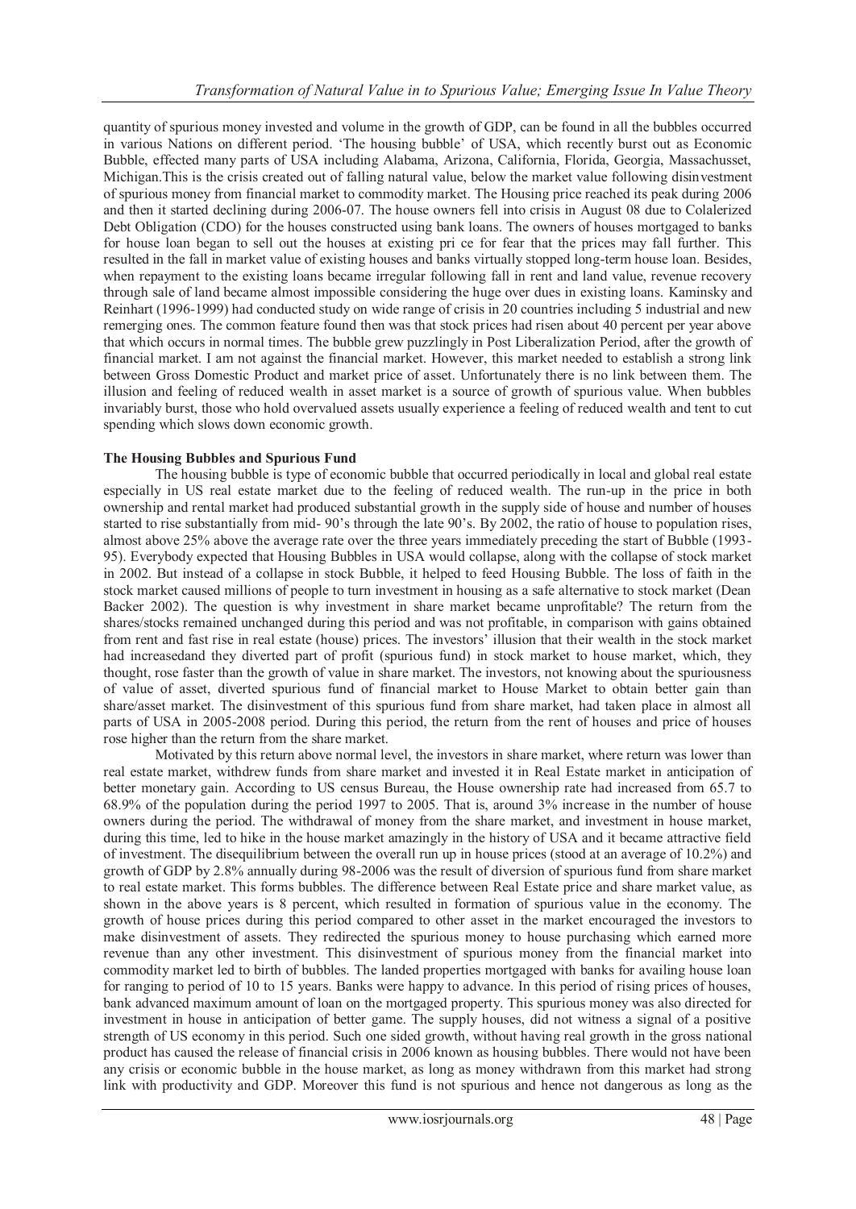quantity of spurious money invested and volume in the growth of GDP, can be found in all the bubbles occurred in various Nations on different period. 'The housing bubble' of USA, which recently burst out as Economic Bubble, effected many parts of USA including Alabama, Arizona, California, Florida, Georgia, Massachusset, Michigan.This is the crisis created out of falling natural value, below the market value following disinvestment of spurious money from financial market to commodity market. The Housing price reached its peak during 2006 and then it started declining during 2006-07. The house owners fell into crisis in August 08 due to Colalerized Debt Obligation (CDO) for the houses constructed using bank loans. The owners of houses mortgaged to banks for house loan began to sell out the houses at existing pri ce for fear that the prices may fall further. This resulted in the fall in market value of existing houses and banks virtually stopped long-term house loan. Besides, when repayment to the existing loans became irregular following fall in rent and land value, revenue recovery through sale of land became almost impossible considering the huge over dues in existing loans. Kaminsky and Reinhart (1996-1999) had conducted study on wide range of crisis in 20 countries including 5 industrial and new remerging ones. The common feature found then was that stock prices had risen about 40 percent per year above that which occurs in normal times. The bubble grew puzzlingly in Post Liberalization Period, after the growth of financial market. I am not against the financial market. However, this market needed to establish a strong link between Gross Domestic Product and market price of asset. Unfortunately there is no link between them. The illusion and feeling of reduced wealth in asset market is a source of growth of spurious value. When bubbles invariably burst, those who hold overvalued assets usually experience a feeling of reduced wealth and tent to cut spending which slows down economic growth.

**The Housing Bubbles and Spurious Fund**

The housing bubble is type of economic bubble that occurred periodically in local and global real estate especially in US real estate market due to the feeling of reduced wealth. The run-up in the price in both ownership and rental market had produced substantial growth in the supply side of house and number of houses started to rise substantially from mid- 90's through the late 90's. By 2002, the ratio of house to population rises, almost above 25% above the average rate over the three years immediately preceding the start of Bubble (1993-95). Everybody expected that Housing Bubbles in USA would collapse, along with the collapse of stock market in 2002. But instead of a collapse in stock Bubble, it helped to feed Housing Bubble. The loss of faith in the stock market caused millions of people to turn investment in housing as a safe alternative to stock market (Dean Backer 2002). The question is why investment in share market became unprofitable? The return from the shares/stocks remained unchanged during this period and was not profitable, in comparison with gains obtained from rent and fast rise in real estate (house) prices. The investors' illusion that their wealth in the stock market had increasedand they diverted part of profit (spurious fund) in stock market to house market, which, they thought, rose faster than the growth of value in share market. The investors, not knowing about the spuriousness of value of asset, diverted spurious fund of financial market to House Market to obtain better gain than share/asset market. The disinvestment of this spurious fund from share market, had taken place in almost all parts of USA in 2005-2008 period. During this period, the return from the rent of houses and price of houses rose higher than the return from the share market.

Motivated by this return above normal level, the investors in share market, where return was lower than real estate market, withdrew funds from share market and invested it in Real Estate market in anticipation of better monetary gain. According to US census Bureau, the House ownership rate had increased from 65.7 to 68.9% of the population during the period 1997 to 2005. That is, around 3% increase in the number of house owners during the period. The withdrawal of money from the share market, and investment in house market, during this time, led to hike in the house market amazingly in the history of USA and it became attractive field of investment. The disequilibrium between the overall run up in house prices (stood at an average of 10.2%) and growth of GDP by 2.8% annually during 98-2006 was the result of diversion of spurious fund from share market to real estate market. This forms bubbles. The difference between Real Estate price and share market value, as shown in the above years is 8 percent, which resulted in formation of spurious value in the economy. The growth of house prices during this period compared to other asset in the market encouraged the investors to make disinvestment of assets. They redirected the spurious money to house purchasing which earned more revenue than any other investment. This disinvestment of spurious money from the financial market into commodity market led to birth of bubbles. The landed properties mortgaged with banks for availing house loan for ranging to period of 10 to 15 years. Banks were happy to advance. In this period of rising prices of houses, bank advanced maximum amount of loan on the mortgaged property. This spurious money was also directed for investment in house in anticipation of better game. The supply houses, did not witness a signal of a positive strength of US economy in this period. Such one sided growth, without having real growth in the gross national product has caused the release of financial crisis in 2006 known as housing bubbles. There would not have been any crisis or economic bubble in the house market, as long as money withdrawn from this market had strong link with productivity and GDP. Moreover this fund is not spurious and hence not dangerous as long as the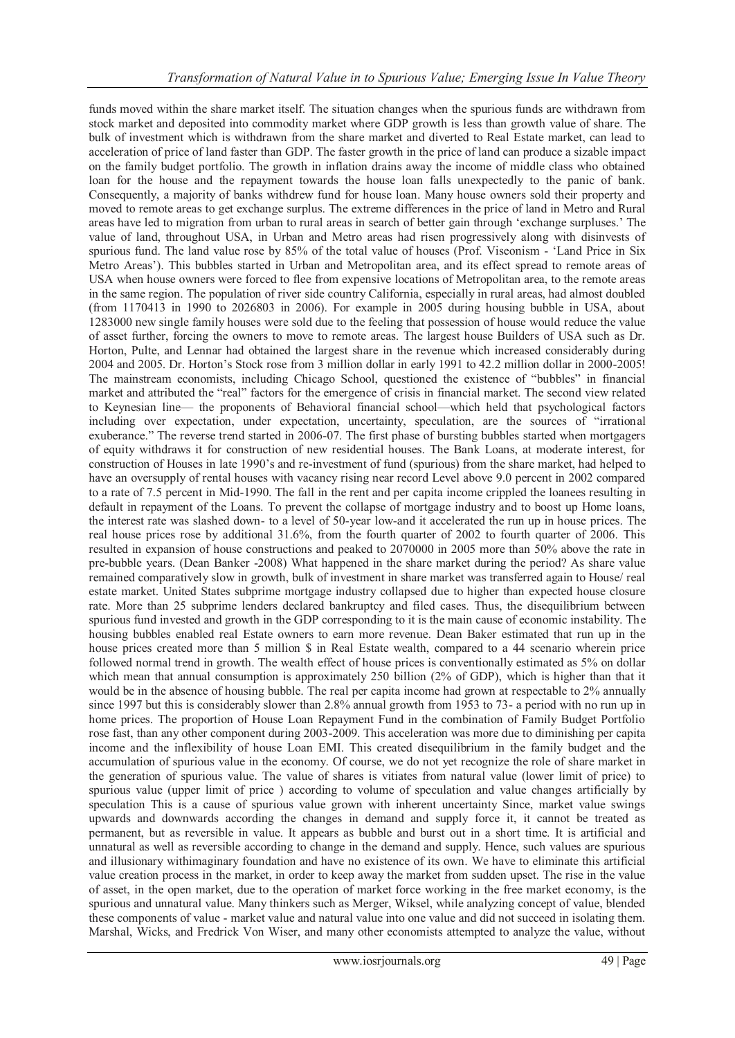funds moved within the share market itself. The situation changes when the spurious funds are withdrawn from stock market and deposited into commodity market where GDP growth is less than growth value of share. The bulk of investment which is withdrawn from the share market and diverted to Real Estate market, can lead to acceleration of price of land faster than GDP. The faster growth in the price of land can produce a sizable impact on the family budget portfolio. The growth in inflation drains away the income of middle class who obtained loan for the house and the repayment towards the house loan falls unexpectedly to the panic of bank. Consequently, a majority of banks withdrew fund for house loan. Many house owners sold their property and moved to remote areas to get exchange surplus. The extreme differences in the price of land in Metro and Rural areas have led to migration from urban to rural areas in search of better gain through 'exchange surpluses.' The value of land, throughout USA, in Urban and Metro areas had risen progressively along with disinvests of spurious fund. The land value rose by 85% of the total value of houses (Prof. Viseonism - 'Land Price in Six Metro Areas'). This bubbles started in Urban and Metropolitan area, and its effect spread to remote areas of USA when house owners were forced to flee from expensive locations of Metropolitan area, to the remote areas in the same region. The population of river side country California, especially in rural areas, had almost doubled (from 1170413 in 1990 to 2026803 in 2006). For example in 2005 during housing bubble in USA, about 1283000 new single family houses were sold due to the feeling that possession of house would reduce the value of asset further, forcing the owners to move to remote areas. The largest house Builders of USA such as Dr. Horton, Pulte, and Lennar had obtained the largest share in the revenue which increased considerably during 2004 and 2005. Dr. Horton's Stock rose from 3 million dollar in early 1991 to 42.2 million dollar in 2000-2005! The mainstream economists, including Chicago School, questioned the existence of "bubbles" in financial market and attributed the "real" factors for the emergence of crisis in financial market. The second view related to Keynesian line— the proponents of Behavioral financial school—which held that psychological factors including over expectation, under expectation, uncertainty, speculation, are the sources of "irrational exuberance." The reverse trend started in 2006-07. The first phase of bursting bubbles started when mortgagers of equity withdraws it for construction of new residential houses. The Bank Loans, at moderate interest, for construction of Houses in late 1990's and re-investment of fund (spurious) from the share market, had helped to have an oversupply of rental houses with vacancy rising near record Level above 9.0 percent in 2002 compared to a rate of 7.5 percent in Mid-1990. The fall in the rent and per capita income crippled the loanees resulting in default in repayment of the Loans. To prevent the collapse of mortgage industry and to boost up Home loans, the interest rate was slashed down- to a level of 50-year low-and it accelerated the run up in house prices. The real house prices rose by additional 31.6%, from the fourth quarter of 2002 to fourth quarter of 2006. This resulted in expansion of house constructions and peaked to 2070000 in 2005 more than 50% above the rate in pre-bubble years. (Dean Banker -2008) What happened in the share market during the period? As share value remained comparatively slow in growth, bulk of investment in share market was transferred again to House/ real estate market. United States subprime mortgage industry collapsed due to higher than expected house closure rate. More than 25 subprime lenders declared bankruptcy and filed cases. Thus, the disequilibrium between spurious fund invested and growth in the GDP corresponding to it is the main cause of economic instability. The housing bubbles enabled real Estate owners to earn more revenue. Dean Baker estimated that run up in the house prices created more than 5 million $ in Real Estate wealth, compared to a 44 scenario wherein price followed normal trend in growth. The wealth effect of house prices is conventionally estimated as 5% on dollar which mean that annual consumption is approximately 250 billion (2% of GDP), which is higher than that it would be in the absence of housing bubble. The real per capita income had grown at respectable to 2% annually since 1997 but this is considerably slower than 2.8% annual growth from 1953 to 73- a period with no run up in home prices. The proportion of House Loan Repayment Fund in the combination of Family Budget Portfolio rose fast, than any other component during 2003-2009. This acceleration was more due to diminishing per capita income and the inflexibility of house Loan EMI. This created disequilibrium in the family budget and the accumulation of spurious value in the economy. Of course, we do not yet recognize the role of share market in the generation of spurious value. The value of shares is vitiates from natural value (lower limit of price) to spurious value (upper limit of price ) according to volume of speculation and value changes artificially by speculation This is a cause of spurious value grown with inherent uncertainty Since, market value swings upwards and downwards according the changes in demand and supply force it, it cannot be treated as permanent, but as reversible in value. It appears as bubble and burst out in a short time. It is artificial and unnatural as well as reversible according to change in the demand and supply. Hence, such values are spurious and illusionary withimaginary foundation and have no existence of its own. We have to eliminate this artificial value creation process in the market, in order to keep away the market from sudden upset. The rise in the value of asset, in the open market, due to the operation of market force working in the free market economy, is the spurious and unnatural value. Many thinkers such as Merger, Wiksel, while analyzing concept of value, blended these components of value - market value and natural value into one value and did not succeed in isolating them. Marshal, Wicks, and Fredrick Von Wiser, and many other economists attempted to analyze the value, without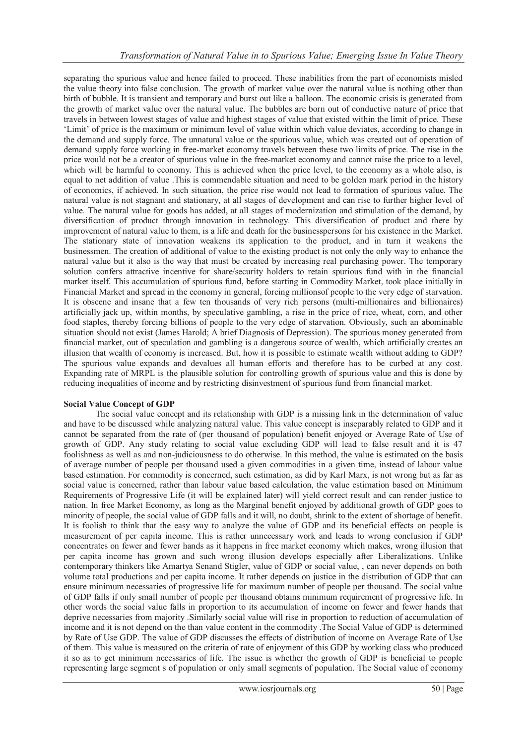separating the spurious value and hence failed to proceed. These inabilities from the part of economists misled the value theory into false conclusion. The growth of market value over the natural value is nothing other than birth of bubble. It is transient and temporary and burst out like a balloon. The economic crisis is generated from the growth of market value over the natural value. The bubbles are born out of conductive nature of price that travels in between lowest stages of value and highest stages of value that existed within the limit of price. These 'Limit' of price is the maximum or minimum level of value within which value deviates, according to change in the demand and supply force. The unnatural value or the spurious value, which was created out of operation of demand supply force working in free-market economy travels between these two limits of price. The rise in the price would not be a creator of spurious value in the free-market economy and cannot raise the price to a level, which will be harmful to economy. This is achieved when the price level, to the economy as a whole also, is equal to net addition of value .This is commendable situation and need to be golden mark period in the history of economics, if achieved. In such situation, the price rise would not lead to formation of spurious value. The natural value is not stagnant and stationary, at all stages of development and can rise to further higher level of value. The natural value for goods has added, at all stages of modernization and stimulation of the demand, by diversification of product through innovation in technology. This diversification of product and there by improvement of natural value to them, is a life and death for the businesspersons for his existence in the Market. The stationary state of innovation weakens its application to the product, and in turn it weakens the businessmen. The creation of additional of value to the existing product is not only the only way to enhance the natural value but it also is the way that must be created by increasing real purchasing power. The temporary solution confers attractive incentive for share/security holders to retain spurious fund with in the financial market itself. This accumulation of spurious fund, before starting in Commodity Market, took place initially in Financial Market and spread in the economy in general, forcing millionsof people to the very edge of starvation. It is obscene and insane that a few ten thousands of very rich persons (multi-millionaires and billionaires) artificially jack up, within months, by speculative gambling, a rise in the price of rice, wheat, corn, and other food staples, thereby forcing billions of people to the very edge of starvation. Obviously, such an abominable situation should not exist (James Harold; A brief Diagnosis of Depression). The spurious money generated from financial market, out of speculation and gambling is a dangerous source of wealth, which artificially creates an illusion that wealth of economy is increased. But, how it is possible to estimate wealth without adding to GDP? The spurious value expands and devalues all human efforts and therefore has to be curbed at any cost. Expanding rate of MRPL is the plausible solution for controlling growth of spurious value and this is done by reducing inequalities of income and by restricting disinvestment of spurious fund from financial market.

**Social Value Concept of GDP**

The social value concept and its relationship with GDP is a missing link in the determination of value and have to be discussed while analyzing natural value. This value concept is inseparably related to GDP and it cannot be separated from the rate of (per thousand of population) benefit enjoyed or Average Rate of Use of growth of GDP. Any study relating to social value excluding GDP will lead to false result and it is 47 foolishness as well as and non-judiciousness to do otherwise. In this method, the value is estimated on the basis of average number of people per thousand used a given commodities in a given time, instead of labour value based estimation. For commodity is concerned, such estimation, as did by Karl Marx, is not wrong but as far as social value is concerned, rather than labour value based calculation, the value estimation based on Minimum Requirements of Progressive Life (it will be explained later) will yield correct result and can render justice to nation. In free Market Economy, as long as the Marginal benefit enjoyed by additional growth of GDP goes to minority of people, the social value of GDP falls and it will, no doubt, shrink to the extent of shortage of benefit. It is foolish to think that the easy way to analyze the value of GDP and its beneficial effects on people is measurement of per capita income. This is rather unnecessary work and leads to wrong conclusion if GDP concentrates on fewer and fewer hands as it happens in free market economy which makes, wrong illusion that per capita income has grown and such wrong illusion develops especially after Liberalizations. Unlike contemporary thinkers like Amartya Senand Stigler, value of GDP or social value, , can never depends on both volume total productions and per capita income. It rather depends on justice in the distribution of GDP that can ensure minimum necessaries of progressive life for maximum number of people per thousand. The social value of GDP falls if only small number of people per thousand obtains minimum requirement of progressive life. In other words the social value falls in proportion to its accumulation of income on fewer and fewer hands that deprive necessaries from majority .Similarly social value will rise in proportion to reduction of accumulation of income and it is not depend on the than value content in the commodity .The Social Value of GDP is determined by Rate of Use GDP. The value of GDP discusses the effects of distribution of income on Average Rate of Use of them. This value is measured on the criteria of rate of enjoyment of this GDP by working class who produced it so as to get minimum necessaries of life. The issue is whether the growth of GDP is beneficial to people representing large segment s of population or only small segments of population. The Social value of economy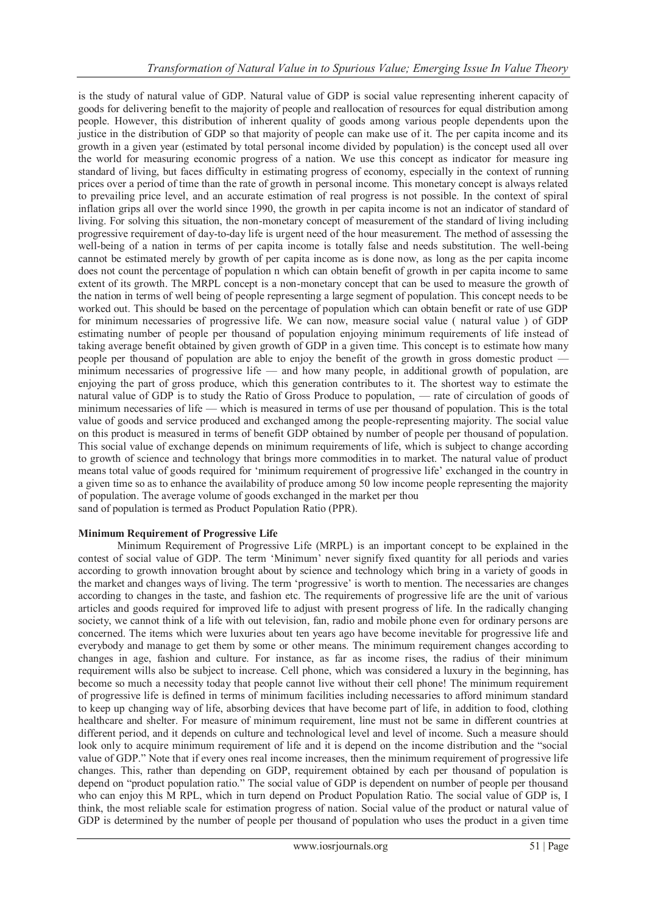is the study of natural value of GDP. Natural value of GDP is social value representing inherent capacity of goods for delivering benefit to the majority of people and reallocation of resources for equal distribution among people. However, this distribution of inherent quality of goods among various people dependents upon the justice in the distribution of GDP so that majority of people can make use of it. The per capita income and its growth in a given year (estimated by total personal income divided by population) is the concept used all over the world for measuring economic progress of a nation. We use this concept as indicator for measure ing standard of living, but faces difficulty in estimating progress of economy, especially in the context of running prices over a period of time than the rate of growth in personal income. This monetary concept is always related to prevailing price level, and an accurate estimation of real progress is not possible. In the context of spiral inflation grips all over the world since 1990, the growth in per capita income is not an indicator of standard of living. For solving this situation, the non-monetary concept of measurement of the standard of living including progressive requirement of day-to-day life is urgent need of the hour measurement. The method of assessing the well-being of a nation in terms of per capita income is totally false and needs substitution. The well-being cannot be estimated merely by growth of per capita income as is done now, as long as the per capita income does not count the percentage of population n which can obtain benefit of growth in per capita income to same extent of its growth. The MRPL concept is a non-monetary concept that can be used to measure the growth of the nation in terms of well being of people representing a large segment of population. This concept needs to be worked out. This should be based on the percentage of population which can obtain benefit or rate of use GDP for minimum necessaries of progressive life. We can now, measure social value ( natural value ) of GDP estimating number of people per thousand of population enjoying minimum requirements of life instead of taking average benefit obtained by given growth of GDP in a given time. This concept is to estimate how many people per thousand of population are able to enjoy the benefit of the growth in gross domestic product — minimum necessaries of progressive life — and how many people, in additional growth of population, are enjoying the part of gross produce, which this generation contributes to it. The shortest way to estimate the natural value of GDP is to study the Ratio of Gross Produce to population, — rate of circulation of goods of minimum necessaries of life — which is measured in terms of use per thousand of population. This is the total value of goods and service produced and exchanged among the people-representing majority. The social value on this product is measured in terms of benefit GDP obtained by number of people per thousand of population. This social value of exchange depends on minimum requirements of life, which is subject to change according to growth of science and technology that brings more commodities in to market. The natural value of product means total value of goods required for 'minimum requirement of progressive life' exchanged in the country in a given time so as to enhance the availability of produce among 50 low income people representing the majority of population. The average volume of goods exchanged in the market per thou sand of population is termed as Product Population Ratio (PPR).

**Minimum Requirement of Progressive Life**

Minimum Requirement of Progressive Life (MRPL) is an important concept to be explained in the contest of social value of GDP. The term 'Minimum' never signify fixed quantity for all periods and varies according to growth innovation brought about by science and technology which bring in a variety of goods in the market and changes ways of living. The term 'progressive' is worth to mention. The necessaries are changes according to changes in the taste, and fashion etc. The requirements of progressive life are the unit of various articles and goods required for improved life to adjust with present progress of life. In the radically changing society, we cannot think of a life with out television, fan, radio and mobile phone even for ordinary persons are concerned. The items which were luxuries about ten years ago have become inevitable for progressive life and everybody and manage to get them by some or other means. The minimum requirement changes according to changes in age, fashion and culture. For instance, as far as income rises, the radius of their minimum requirement wills also be subject to increase. Cell phone, which was considered a luxury in the beginning, has become so much a necessity today that people cannot live without their cell phone! The minimum requirement of progressive life is defined in terms of minimum facilities including necessaries to afford minimum standard to keep up changing way of life, absorbing devices that have become part of life, in addition to food, clothing healthcare and shelter. For measure of minimum requirement, line must not be same in different countries at different period, and it depends on culture and technological level and level of income. Such a measure should look only to acquire minimum requirement of life and it is depend on the income distribution and the "social value of GDP." Note that if every ones real income increases, then the minimum requirement of progressive life changes. This, rather than depending on GDP, requirement obtained by each per thousand of population is depend on "product population ratio." The social value of GDP is dependent on number of people per thousand who can enjoy this M RPL, which in turn depend on Product Population Ratio. The social value of GDP is, I think, the most reliable scale for estimation progress of nation. Social value of the product or natural value of GDP is determined by the number of people per thousand of population who uses the product in a given time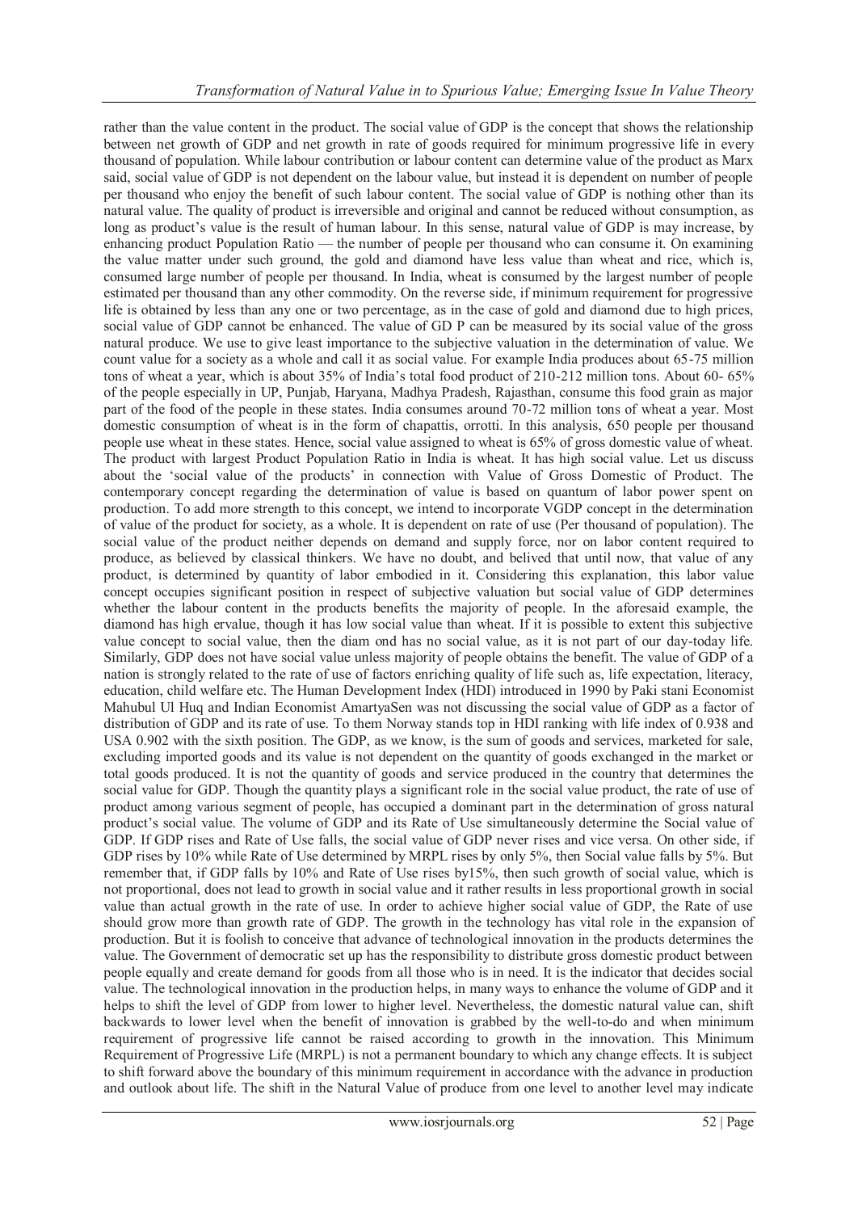rather than the value content in the product. The social value of GDP is the concept that shows the relationship between net growth of GDP and net growth in rate of goods required for minimum progressive life in every thousand of population. While labour contribution or labour content can determine value of the product as Marx said, social value of GDP is not dependent on the labour value, but instead it is dependent on number of people per thousand who enjoy the benefit of such labour content. The social value of GDP is nothing other than its natural value. The quality of product is irreversible and original and cannot be reduced without consumption, as long as product's value is the result of human labour. In this sense, natural value of GDP is may increase, by enhancing product Population Ratio — the number of people per thousand who can consume it. On examining the value matter under such ground, the gold and diamond have less value than wheat and rice, which is, consumed large number of people per thousand. In India, wheat is consumed by the largest number of people estimated per thousand than any other commodity. On the reverse side, if minimum requirement for progressive life is obtained by less than any one or two percentage, as in the case of gold and diamond due to high prices, social value of GDP cannot be enhanced. The value of GD P can be measured by its social value of the gross natural produce. We use to give least importance to the subjective valuation in the determination of value. We count value for a society as a whole and call it as social value. For example India produces about 65-75 million tons of wheat a year, which is about 35% of India's total food product of 210-212 million tons. About 60- 65% of the people especially in UP, Punjab, Haryana, Madhya Pradesh, Rajasthan, consume this food grain as major part of the food of the people in these states. India consumes around 70-72 million tons of wheat a year. Most domestic consumption of wheat is in the form of chapattis, orrotti. In this analysis, 650 people per thousand people use wheat in these states. Hence, social value assigned to wheat is 65% of gross domestic value of wheat. The product with largest Product Population Ratio in India is wheat. It has high social value. Let us discuss about the 'social value of the products' in connection with Value of Gross Domestic of Product. The contemporary concept regarding the determination of value is based on quantum of labor power spent on production. To add more strength to this concept, we intend to incorporate VGDP concept in the determination of value of the product for society, as a whole. It is dependent on rate of use (Per thousand of population). The social value of the product neither depends on demand and supply force, nor on labor content required to produce, as believed by classical thinkers. We have no doubt, and belived that until now, that value of any product, is determined by quantity of labor embodied in it. Considering this explanation, this labor value concept occupies significant position in respect of subjective valuation but social value of GDP determines whether the labour content in the products benefits the majority of people. In the aforesaid example, the diamond has high ervalue, though it has low social value than wheat. If it is possible to extent this subjective value concept to social value, then the diam ond has no social value, as it is not part of our day-today life. Similarly, GDP does not have social value unless majority of people obtains the benefit. The value of GDP of a nation is strongly related to the rate of use of factors enriching quality of life such as, life expectation, literacy, education, child welfare etc. The Human Development Index (HDI) introduced in 1990 by Paki stani Economist Mahubul Ul Huq and Indian Economist AmartyaSen was not discussing the social value of GDP as a factor of distribution of GDP and its rate of use. To them Norway stands top in HDI ranking with life index of 0.938 and USA 0.902 with the sixth position. The GDP, as we know, is the sum of goods and services, marketed for sale, excluding imported goods and its value is not dependent on the quantity of goods exchanged in the market or total goods produced. It is not the quantity of goods and service produced in the country that determines the social value for GDP. Though the quantity plays a significant role in the social value product, the rate of use of product among various segment of people, has occupied a dominant part in the determination of gross natural product's social value. The volume of GDP and its Rate of Use simultaneously determine the Social value of GDP. If GDP rises and Rate of Use falls, the social value of GDP never rises and vice versa. On other side, if GDP rises by 10% while Rate of Use determined by MRPL rises by only 5%, then Social value falls by 5%. But remember that, if GDP falls by 10% and Rate of Use rises by15%, then such growth of social value, which is not proportional, does not lead to growth in social value and it rather results in less proportional growth in social value than actual growth in the rate of use. In order to achieve higher social value of GDP, the Rate of use should grow more than growth rate of GDP. The growth in the technology has vital role in the expansion of production. But it is foolish to conceive that advance of technological innovation in the products determines the value. The Government of democratic set up has the responsibility to distribute gross domestic product between people equally and create demand for goods from all those who is in need. It is the indicator that decides social value. The technological innovation in the production helps, in many ways to enhance the volume of GDP and it helps to shift the level of GDP from lower to higher level. Nevertheless, the domestic natural value can, shift backwards to lower level when the benefit of innovation is grabbed by the well-to-do and when minimum requirement of progressive life cannot be raised according to growth in the innovation. This Minimum Requirement of Progressive Life (MRPL) is not a permanent boundary to which any change effects. It is subject to shift forward above the boundary of this minimum requirement in accordance with the advance in production and outlook about life. The shift in the Natural Value of produce from one level to another level may indicate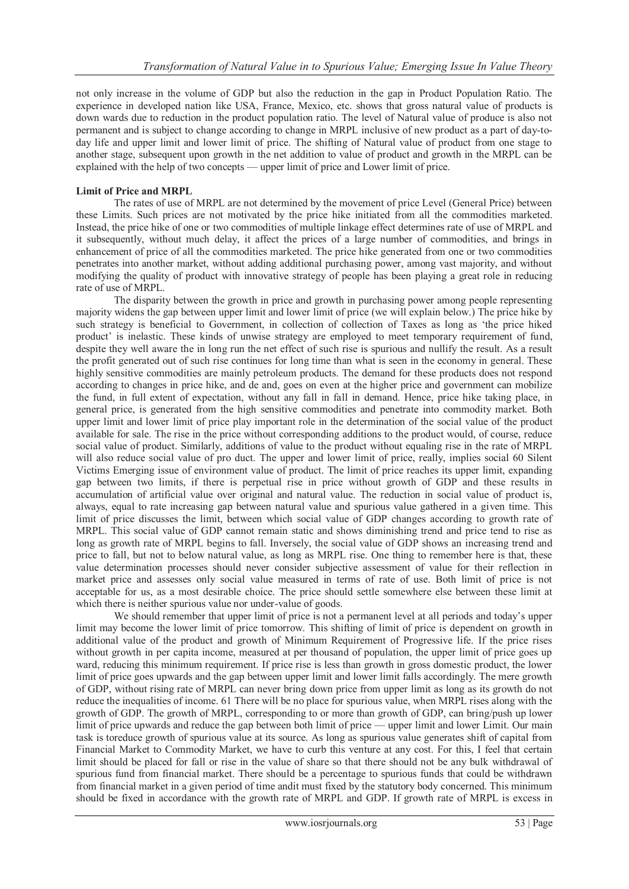not only increase in the volume of GDP but also the reduction in the gap in Product Population Ratio. The experience in developed nation like USA, France, Mexico, etc. shows that gross natural value of products is down wards due to reduction in the product population ratio. The level of Natural value of produce is also not permanent and is subject to change according to change in MRPL inclusive of new product as a part of day-to-day life and upper limit and lower limit of price. The shifting of Natural value of product from one stage to another stage, subsequent upon growth in the net addition to value of product and growth in the MRPL can be explained with the help of two concepts — upper limit of price and Lower limit of price.

**Limit of Price and MRPL**

The rates of use of MRPL are not determined by the movement of price Level (General Price) between these Limits. Such prices are not motivated by the price hike initiated from all the commodities marketed. Instead, the price hike of one or two commodities of multiple linkage effect determines rate of use of MRPL and it subsequently, without much delay, it affect the prices of a large number of commodities, and brings in enhancement of price of all the commodities marketed. The price hike generated from one or two commodities penetrates into another market, without adding additional purchasing power, among vast majority, and without modifying the quality of product with innovative strategy of people has been playing a great role in reducing rate of use of MRPL.

The disparity between the growth in price and growth in purchasing power among people representing majority widens the gap between upper limit and lower limit of price (we will explain below.) The price hike by such strategy is beneficial to Government, in collection of collection of Taxes as long as 'the price hiked product' is inelastic. These kinds of unwise strategy are employed to meet temporary requirement of fund, despite they well aware the in long run the net effect of such rise is spurious and nullify the result. As a result the profit generated out of such rise continues for long time than what is seen in the economy in general. These highly sensitive commodities are mainly petroleum products. The demand for these products does not respond according to changes in price hike, and de and, goes on even at the higher price and government can mobilize the fund, in full extent of expectation, without any fall in fall in demand. Hence, price hike taking place, in general price, is generated from the high sensitive commodities and penetrate into commodity market. Both upper limit and lower limit of price play important role in the determination of the social value of the product available for sale. The rise in the price without corresponding additions to the product would, of course, reduce social value of product. Similarly, additions of value to the product without equaling rise in the rate of MRPL will also reduce social value of pro duct. The upper and lower limit of price, really, implies social 60 Silent Victims Emerging issue of environment value of product. The limit of price reaches its upper limit, expanding gap between two limits, if there is perpetual rise in price without growth of GDP and these results in accumulation of artificial value over original and natural value. The reduction in social value of product is, always, equal to rate increasing gap between natural value and spurious value gathered in a given time. This limit of price discusses the limit, between which social value of GDP changes according to growth rate of MRPL. This social value of GDP cannot remain static and shows diminishing trend and price tend to rise as long as growth rate of MRPL begins to fall. Inversely, the social value of GDP shows an increasing trend and price to fall, but not to below natural value, as long as MRPL rise. One thing to remember here is that, these value determination processes should never consider subjective assessment of value for their reflection in market price and assesses only social value measured in terms of rate of use. Both limit of price is not acceptable for us, as a most desirable choice. The price should settle somewhere else between these limit at which there is neither spurious value nor under-value of goods.

We should remember that upper limit of price is not a permanent level at all periods and today's upper limit may become the lower limit of price tomorrow. This shifting of limit of price is dependent on growth in additional value of the product and growth of Minimum Requirement of Progressive life. If the price rises without growth in per capita income, measured at per thousand of population, the upper limit of price goes up ward, reducing this minimum requirement. If price rise is less than growth in gross domestic product, the lower limit of price goes upwards and the gap between upper limit and lower limit falls accordingly. The mere growth of GDP, without rising rate of MRPL can never bring down price from upper limit as long as its growth do not reduce the inequalities of income. 61 There will be no place for spurious value, when MRPL rises along with the growth of GDP. The growth of MRPL, corresponding to or more than growth of GDP, can bring/push up lower limit of price upwards and reduce the gap between both limit of price — upper limit and lower Limit. Our main task is toreduce growth of spurious value at its source. As long as spurious value generates shift of capital from Financial Market to Commodity Market, we have to curb this venture at any cost. For this, I feel that certain limit should be placed for fall or rise in the value of share so that there should not be any bulk withdrawal of spurious fund from financial market. There should be a percentage to spurious funds that could be withdrawn from financial market in a given period of time andit must fixed by the statutory body concerned. This minimum should be fixed in accordance with the growth rate of MRPL and GDP. If growth rate of MRPL is excess in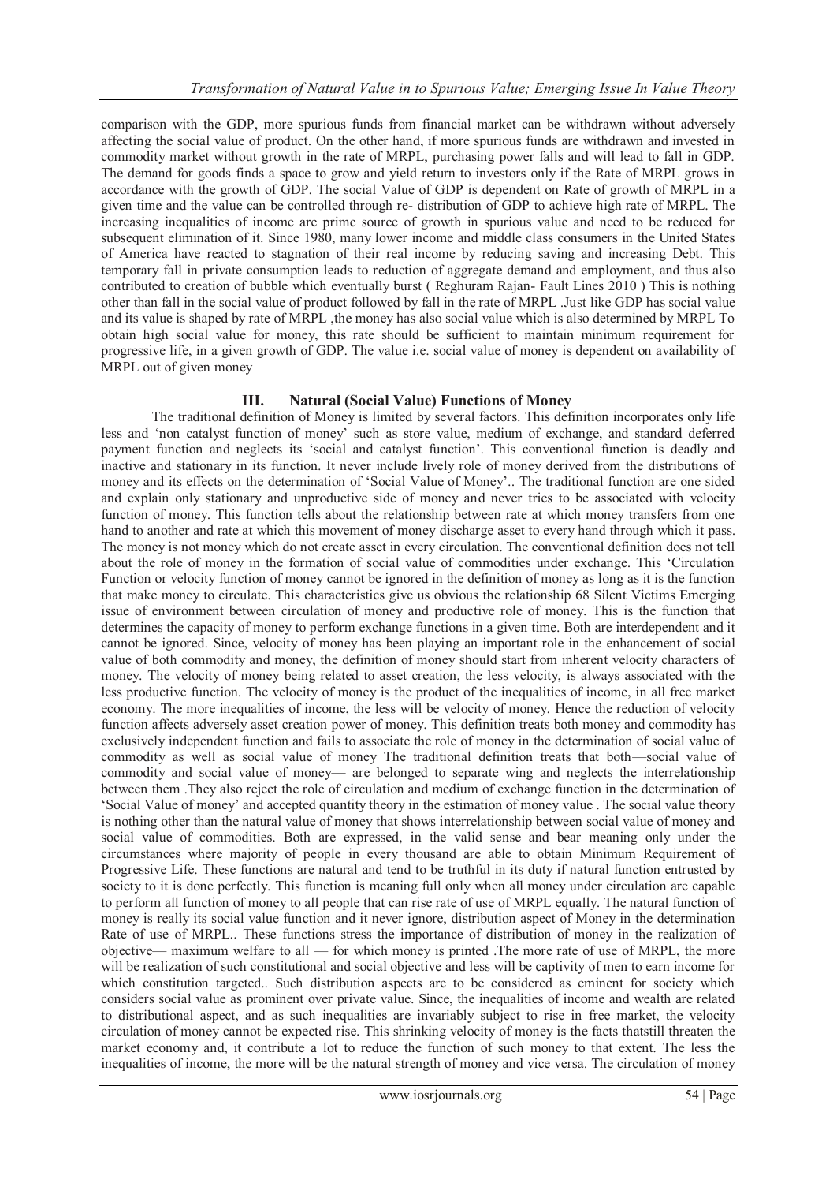comparison with the GDP, more spurious funds from financial market can be withdrawn without adversely affecting the social value of product. On the other hand, if more spurious funds are withdrawn and invested in commodity market without growth in the rate of MRPL, purchasing power falls and will lead to fall in GDP. The demand for goods finds a space to grow and yield return to investors only if the Rate of MRPL grows in accordance with the growth of GDP. The social Value of GDP is dependent on Rate of growth of MRPL in a given time and the value can be controlled through re- distribution of GDP to achieve high rate of MRPL. The increasing inequalities of income are prime source of growth in spurious value and need to be reduced for subsequent elimination of it. Since 1980, many lower income and middle class consumers in the United States of America have reacted to stagnation of their real income by reducing saving and increasing Debt. This temporary fall in private consumption leads to reduction of aggregate demand and employment, and thus also contributed to creation of bubble which eventually burst ( Reghuram Rajan- Fault Lines 2010 ) This is nothing other than fall in the social value of product followed by fall in the rate of MRPL .Just like GDP has social value and its value is shaped by rate of MRPL ,the money has also social value which is also determined by MRPL To obtain high social value for money, this rate should be sufficient to maintain minimum requirement for progressive life, in a given growth of GDP. The value i.e. social value of money is dependent on availability of MRPL out of given money

## III. Natural (Social Value) Functions of Money

The traditional definition of Money is limited by several factors. This definition incorporates only life less and 'non catalyst function of money' such as store value, medium of exchange, and standard deferred payment function and neglects its 'social and catalyst function'. This conventional function is deadly and inactive and stationary in its function. It never include lively role of money derived from the distributions of money and its effects on the determination of 'Social Value of Money'.. The traditional function are one sided and explain only stationary and unproductive side of money and never tries to be associated with velocity function of money. This function tells about the relationship between rate at which money transfers from one hand to another and rate at which this movement of money discharge asset to every hand through which it pass. The money is not money which do not create asset in every circulation. The conventional definition does not tell about the role of money in the formation of social value of commodities under exchange. This 'Circulation Function or velocity function of money cannot be ignored in the definition of money as long as it is the function that make money to circulate. This characteristics give us obvious the relationship 68 Silent Victims Emerging issue of environment between circulation of money and productive role of money. This is the function that determines the capacity of money to perform exchange functions in a given time. Both are interdependent and it cannot be ignored. Since, velocity of money has been playing an important role in the enhancement of social value of both commodity and money, the definition of money should start from inherent velocity characters of money. The velocity of money being related to asset creation, the less velocity, is always associated with the less productive function. The velocity of money is the product of the inequalities of income, in all free market economy. The more inequalities of income, the less will be velocity of money. Hence the reduction of velocity function affects adversely asset creation power of money. This definition treats both money and commodity has exclusively independent function and fails to associate the role of money in the determination of social value of commodity as well as social value of money The traditional definition treats that both—social value of commodity and social value of money— are belonged to separate wing and neglects the interrelationship between them .They also reject the role of circulation and medium of exchange function in the determination of 'Social Value of money' and accepted quantity theory in the estimation of money value . The social value theory is nothing other than the natural value of money that shows interrelationship between social value of money and social value of commodities. Both are expressed, in the valid sense and bear meaning only under the circumstances where majority of people in every thousand are able to obtain Minimum Requirement of Progressive Life. These functions are natural and tend to be truthful in its duty if natural function entrusted by society to it is done perfectly. This function is meaning full only when all money under circulation are capable to perform all function of money to all people that can rise rate of use of MRPL equally. The natural function of money is really its social value function and it never ignore, distribution aspect of Money in the determination Rate of use of MRPL.. These functions stress the importance of distribution of money in the realization of objective— maximum welfare to all — for which money is printed .The more rate of use of MRPL, the more will be realization of such constitutional and social objective and less will be captivity of men to earn income for which constitution targeted.. Such distribution aspects are to be considered as eminent for society which considers social value as prominent over private value. Since, the inequalities of income and wealth are related to distributional aspect, and as such inequalities are invariably subject to rise in free market, the velocity circulation of money cannot be expected rise. This shrinking velocity of money is the facts thatstill threaten the market economy and, it contribute a lot to reduce the function of such money to that extent. The less the inequalities of income, the more will be the natural strength of money and vice versa. The circulation of money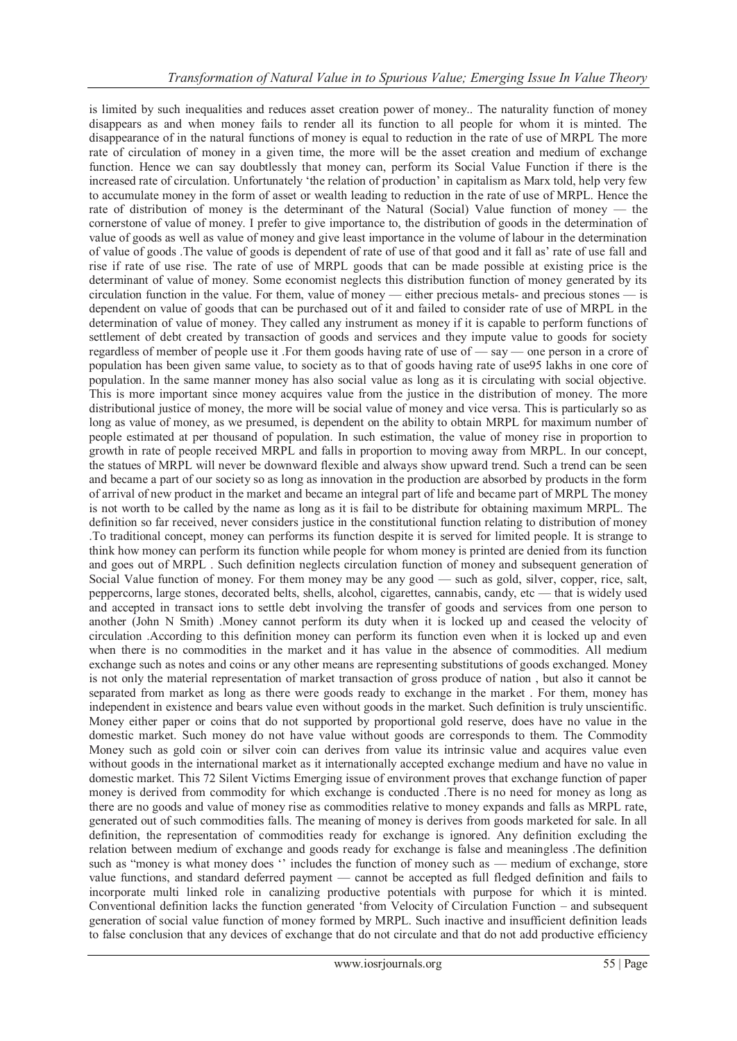is limited by such inequalities and reduces asset creation power of money.. The naturality function of money disappears as and when money fails to render all its function to all people for whom it is minted. The disappearance of in the natural functions of money is equal to reduction in the rate of use of MRPL The more rate of circulation of money in a given time, the more will be the asset creation and medium of exchange function. Hence we can say doubtlessly that money can, perform its Social Value Function if there is the increased rate of circulation. Unfortunately 'the relation of production' in capitalism as Marx told, help very few to accumulate money in the form of asset or wealth leading to reduction in the rate of use of MRPL. Hence the rate of distribution of money is the determinant of the Natural (Social) Value function of money — the cornerstone of value of money. I prefer to give importance to, the distribution of goods in the determination of value of goods as well as value of money and give least importance in the volume of labour in the determination of value of goods .The value of goods is dependent of rate of use of that good and it fall as' rate of use fall and rise if rate of use rise. The rate of use of MRPL goods that can be made possible at existing price is the determinant of value of money. Some economist neglects this distribution function of money generated by its circulation function in the value. For them, value of money — either precious metals- and precious stones — is dependent on value of goods that can be purchased out of it and failed to consider rate of use of MRPL in the determination of value of money. They called any instrument as money if it is capable to perform functions of settlement of debt created by transaction of goods and services and they impute value to goods for society regardless of member of people use it .For them goods having rate of use of — say — one person in a crore of population has been given same value, to society as to that of goods having rate of use95 lakhs in one core of population. In the same manner money has also social value as long as it is circulating with social objective. This is more important since money acquires value from the justice in the distribution of money. The more distributional justice of money, the more will be social value of money and vice versa. This is particularly so as long as value of money, as we presumed, is dependent on the ability to obtain MRPL for maximum number of people estimated at per thousand of population. In such estimation, the value of money rise in proportion to growth in rate of people received MRPL and falls in proportion to moving away from MRPL. In our concept, the statues of MRPL will never be downward flexible and always show upward trend. Such a trend can be seen and became a part of our society so as long as innovation in the production are absorbed by products in the form of arrival of new product in the market and became an integral part of life and became part of MRPL The money is not worth to be called by the name as long as it is fail to be distribute for obtaining maximum MRPL. The definition so far received, never considers justice in the constitutional function relating to distribution of money .To traditional concept, money can performs its function despite it is served for limited people. It is strange to think how money can perform its function while people for whom money is printed are denied from its function and goes out of MRPL . Such definition neglects circulation function of money and subsequent generation of Social Value function of money. For them money may be any good — such as gold, silver, copper, rice, salt, peppercorns, large stones, decorated belts, shells, alcohol, cigarettes, cannabis, candy, etc — that is widely used and accepted in transact ions to settle debt involving the transfer of goods and services from one person to another (John N Smith) .Money cannot perform its duty when it is locked up and ceased the velocity of circulation .According to this definition money can perform its function even when it is locked up and even when there is no commodities in the market and it has value in the absence of commodities. All medium exchange such as notes and coins or any other means are representing substitutions of goods exchanged. Money is not only the material representation of market transaction of gross produce of nation , but also it cannot be separated from market as long as there were goods ready to exchange in the market . For them, money has independent in existence and bears value even without goods in the market. Such definition is truly unscientific. Money either paper or coins that do not supported by proportional gold reserve, does have no value in the domestic market. Such money do not have value without goods are corresponds to them. The Commodity Money such as gold coin or silver coin can derives from value its intrinsic value and acquires value even without goods in the international market as it internationally accepted exchange medium and have no value in domestic market. This 72 Silent Victims Emerging issue of environment proves that exchange function of paper money is derived from commodity for which exchange is conducted .There is no need for money as long as there are no goods and value of money rise as commodities relative to money expands and falls as MRPL rate, generated out of such commodities falls. The meaning of money is derives from goods marketed for sale. In all definition, the representation of commodities ready for exchange is ignored. Any definition excluding the relation between medium of exchange and goods ready for exchange is false and meaningless .The definition such as "money is what money does '' includes the function of money such as — medium of exchange, store value functions, and standard deferred payment — cannot be accepted as full fledged definition and fails to incorporate multi linked role in canalizing productive potentials with purpose for which it is minted. Conventional definition lacks the function generated 'from Velocity of Circulation Function – and subsequent generation of social value function of money formed by MRPL. Such inactive and insufficient definition leads to false conclusion that any devices of exchange that do not circulate and that do not add productive efficiency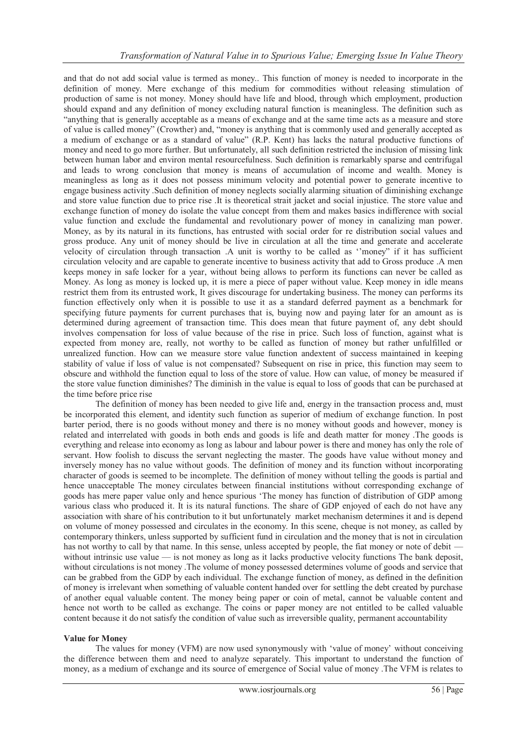and that do not add social value is termed as money.. This function of money is needed to incorporate in the definition of money. Mere exchange of this medium for commodities without releasing stimulation of production of same is not money. Money should have life and blood, through which employment, production should expand and any definition of money excluding natural function is meaningless. The definition such as "anything that is generally acceptable as a means of exchange and at the same time acts as a measure and store of value is called money" (Crowther) and, "money is anything that is commonly used and generally accepted as a medium of exchange or as a standard of value" (R.P. Kent) has lacks the natural productive functions of money and need to go more further. But unfortunately, all such definition restricted the inclusion of missing link between human labor and environ mental resourcefulness. Such definition is remarkably sparse and centrifugal and leads to wrong conclusion that money is means of accumulation of income and wealth. Money is meaningless as long as it does not possess minimum velocity and potential power to generate incentive to engage business activity .Such definition of money neglects socially alarming situation of diminishing exchange and store value function due to price rise .It is theoretical strait jacket and social injustice. The store value and exchange function of money do isolate the value concept from them and makes basics indifference with social value function and exclude the fundamental and revolutionary power of money in canalizing man power. Money, as by its natural in its functions, has entrusted with social order for re distribution social values and gross produce. Any unit of money should be live in circulation at all the time and generate and accelerate velocity of circulation through transaction .A unit is worthy to be called as ''money" if it has sufficient circulation velocity and are capable to generate incentive to business activity that add to Gross produce .A men keeps money in safe locker for a year, without being allows to perform its functions can never be called as Money. As long as money is locked up, it is mere a piece of paper without value. Keep money in idle means restrict them from its entrusted work, It gives discourage for undertaking business. The money can performs its function effectively only when it is possible to use it as a standard deferred payment as a benchmark for specifying future payments for current purchases that is, buying now and paying later for an amount as is determined during agreement of transaction time. This does mean that future payment of, any debt should involves compensation for loss of value because of the rise in price. Such loss of function, against what is expected from money are, really, not worthy to be called as function of money but rather unfulfilled or unrealized function. How can we measure store value function andextent of success maintained in keeping stability of value if loss of value is not compensated? Subsequent on rise in price, this function may seem to obscure and withhold the function equal to loss of the store of value. How can value, of money be measured if the store value function diminishes? The diminish in the value is equal to loss of goods that can be purchased at the time before price rise

The definition of money has been needed to give life and, energy in the transaction process and, must be incorporated this element, and identity such function as superior of medium of exchange function. In post barter period, there is no goods without money and there is no money without goods and however, money is related and interrelated with goods in both ends and goods is life and death matter for money .The goods is everything and release into economy as long as labour and labour power is there and money has only the role of servant. How foolish to discuss the servant neglecting the master. The goods have value without money and inversely money has no value without goods. The definition of money and its function without incorporating character of goods is seemed to be incomplete. The definition of money without telling the goods is partial and hence unacceptable The money circulates between financial institutions without corresponding exchange of goods has mere paper value only and hence spurious 'The money has function of distribution of GDP among various class who produced it. It is its natural functions. The share of GDP enjoyed of each do not have any association with share of his contribution to it but unfortunately market mechanism determines it and is depend on volume of money possessed and circulates in the economy. In this scene, cheque is not money, as called by contemporary thinkers, unless supported by sufficient fund in circulation and the money that is not in circulation has not worthy to call by that name. In this sense, unless accepted by people, the fiat money or note of debit — without intrinsic use value — is not money as long as it lacks productive velocity functions The bank deposit, without circulations is not money .The volume of money possessed determines volume of goods and service that can be grabbed from the GDP by each individual. The exchange function of money, as defined in the definition of money is irrelevant when something of valuable content handed over for settling the debt created by purchase of another equal valuable content. The money being paper or coin of metal, cannot be valuable content and hence not worth to be called as exchange. The coins or paper money are not entitled to be called valuable content because it do not satisfy the condition of value such as irreversible quality, permanent accountability

**Value for Money**

The values for money (VFM) are now used synonymously with 'value of money' without conceiving the difference between them and need to analyze separately. This important to understand the function of money, as a medium of exchange and its source of emergence of Social value of money .The VFM is relates to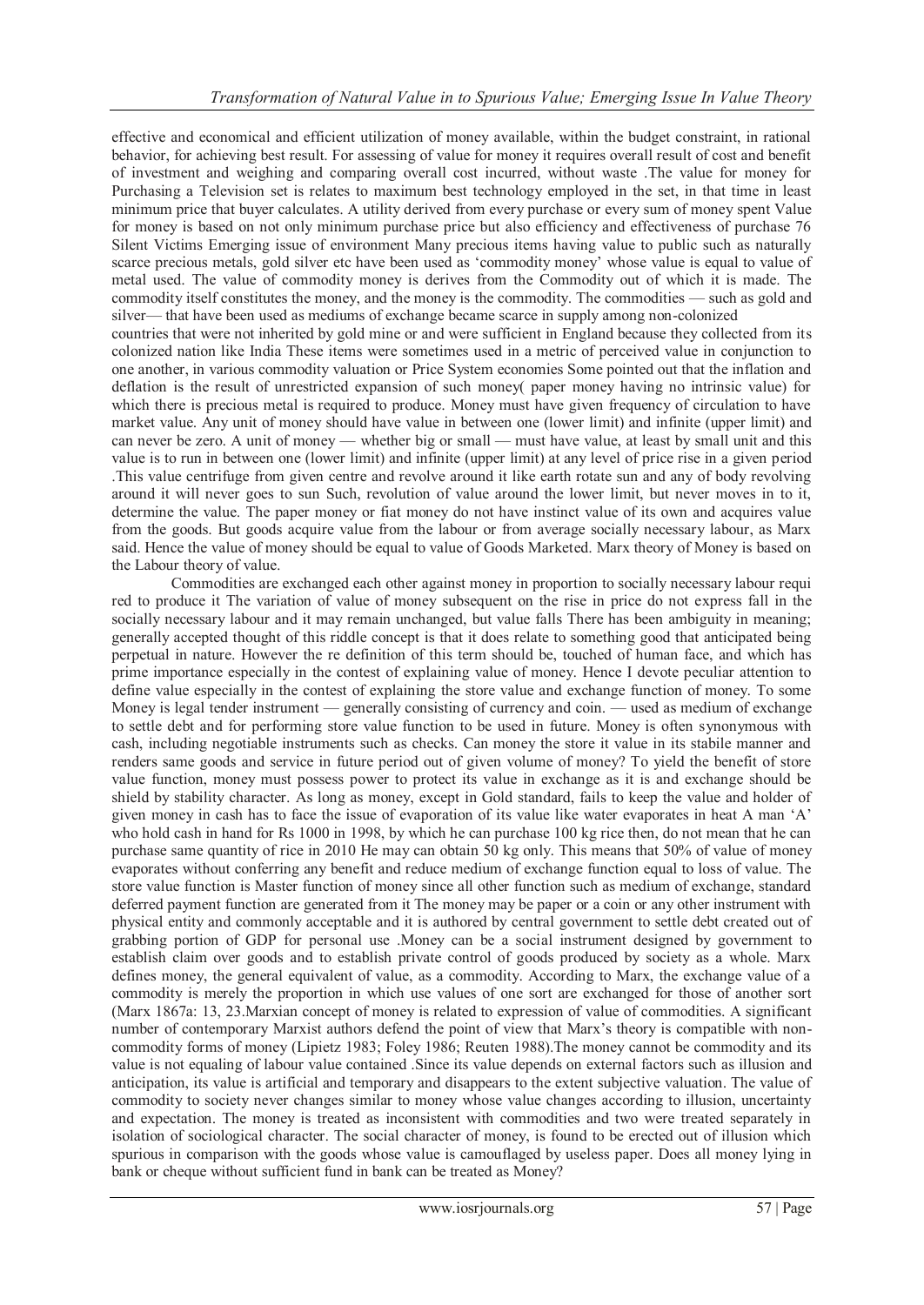effective and economical and efficient utilization of money available, within the budget constraint, in rational behavior, for achieving best result. For assessing of value for money it requires overall result of cost and benefit of investment and weighing and comparing overall cost incurred, without waste .The value for money for Purchasing a Television set is relates to maximum best technology employed in the set, in that time in least minimum price that buyer calculates. A utility derived from every purchase or every sum of money spent Value for money is based on not only minimum purchase price but also efficiency and effectiveness of purchase 76 Silent Victims Emerging issue of environment Many precious items having value to public such as naturally scarce precious metals, gold silver etc have been used as 'commodity money' whose value is equal to value of metal used. The value of commodity money is derives from the Commodity out of which it is made. The commodity itself constitutes the money, and the money is the commodity. The commodities — such as gold and silver— that have been used as mediums of exchange became scarce in supply among non-colonized countries that were not inherited by gold mine or and were sufficient in England because they collected from its colonized nation like India These items were sometimes used in a metric of perceived value in conjunction to one another, in various commodity valuation or Price System economies Some pointed out that the inflation and deflation is the result of unrestricted expansion of such money( paper money having no intrinsic value) for which there is precious metal is required to produce. Money must have given frequency of circulation to have market value. Any unit of money should have value in between one (lower limit) and infinite (upper limit) and can never be zero. A unit of money — whether big or small — must have value, at least by small unit and this value is to run in between one (lower limit) and infinite (upper limit) at any level of price rise in a given period .This value centrifuge from given centre and revolve around it like earth rotate sun and any of body revolving around it will never goes to sun Such, revolution of value around the lower limit, but never moves in to it, determine the value. The paper money or fiat money do not have instinct value of its own and acquires value from the goods. But goods acquire value from the labour or from average socially necessary labour, as Marx said. Hence the value of money should be equal to value of Goods Marketed. Marx theory of Money is based on the Labour theory of value.

Commodities are exchanged each other against money in proportion to socially necessary labour requi red to produce it The variation of value of money subsequent on the rise in price do not express fall in the socially necessary labour and it may remain unchanged, but value falls There has been ambiguity in meaning; generally accepted thought of this riddle concept is that it does relate to something good that anticipated being perpetual in nature. However the re definition of this term should be, touched of human face, and which has prime importance especially in the contest of explaining value of money. Hence I devote peculiar attention to define value especially in the contest of explaining the store value and exchange function of money. To some Money is legal tender instrument — generally consisting of currency and coin. — used as medium of exchange to settle debt and for performing store value function to be used in future. Money is often synonymous with cash, including negotiable instruments such as checks. Can money the store it value in its stabile manner and renders same goods and service in future period out of given volume of money? To yield the benefit of store value function, money must possess power to protect its value in exchange as it is and exchange should be shield by stability character. As long as money, except in Gold standard, fails to keep the value and holder of given money in cash has to face the issue of evaporation of its value like water evaporates in heat A man 'A' who hold cash in hand for Rs 1000 in 1998, by which he can purchase 100 kg rice then, do not mean that he can purchase same quantity of rice in 2010 He may can obtain 50 kg only. This means that 50% of value of money evaporates without conferring any benefit and reduce medium of exchange function equal to loss of value. The store value function is Master function of money since all other function such as medium of exchange, standard deferred payment function are generated from it The money may be paper or a coin or any other instrument with physical entity and commonly acceptable and it is authored by central government to settle debt created out of grabbing portion of GDP for personal use .Money can be a social instrument designed by government to establish claim over goods and to establish private control of goods produced by society as a whole. Marx defines money, the general equivalent of value, as a commodity. According to Marx, the exchange value of a commodity is merely the proportion in which use values of one sort are exchanged for those of another sort (Marx 1867a: 13, 23.Marxian concept of money is related to expression of value of commodities. A significant number of contemporary Marxist authors defend the point of view that Marx's theory is compatible with non-commodity forms of money (Lipietz 1983; Foley 1986; Reuten 1988).The money cannot be commodity and its value is not equaling of labour value contained .Since its value depends on external factors such as illusion and anticipation, its value is artificial and temporary and disappears to the extent subjective valuation. The value of commodity to society never changes similar to money whose value changes according to illusion, uncertainty and expectation. The money is treated as inconsistent with commodities and two were treated separately in isolation of sociological character. The social character of money, is found to be erected out of illusion which spurious in comparison with the goods whose value is camouflaged by useless paper. Does all money lying in bank or cheque without sufficient fund in bank can be treated as Money?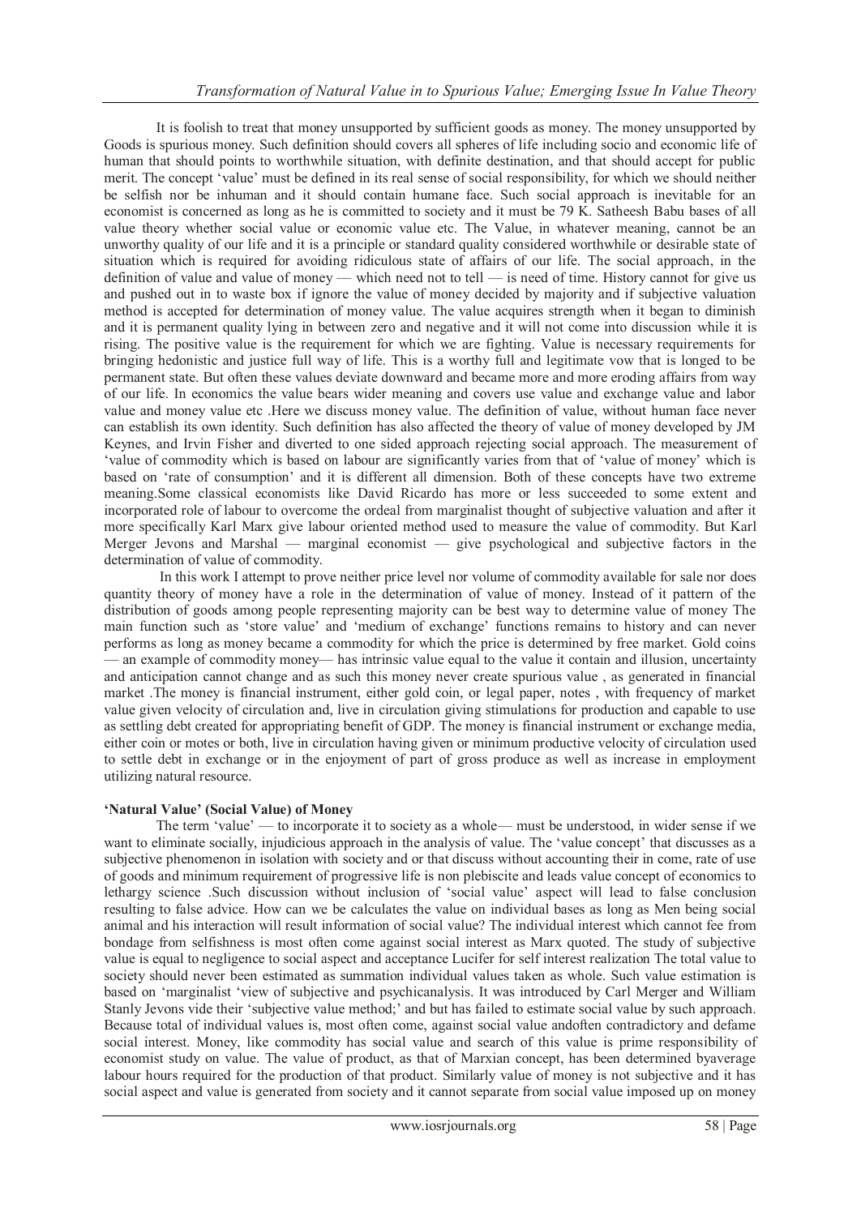It is foolish to treat that money unsupported by sufficient goods as money. The money unsupported by Goods is spurious money. Such definition should covers all spheres of life including socio and economic life of human that should points to worthwhile situation, with definite destination, and that should accept for public merit. The concept 'value' must be defined in its real sense of social responsibility, for which we should neither be selfish nor be inhuman and it should contain humane face. Such social approach is inevitable for an economist is concerned as long as he is committed to society and it must be 79 K. Satheesh Babu bases of all value theory whether social value or economic value etc. The Value, in whatever meaning, cannot be an unworthy quality of our life and it is a principle or standard quality considered worthwhile or desirable state of situation which is required for avoiding ridiculous state of affairs of our life. The social approach, in the definition of value and value of money — which need not to tell — is need of time. History cannot for give us and pushed out in to waste box if ignore the value of money decided by majority and if subjective valuation method is accepted for determination of money value. The value acquires strength when it began to diminish and it is permanent quality lying in between zero and negative and it will not come into discussion while it is rising. The positive value is the requirement for which we are fighting. Value is necessary requirements for bringing hedonistic and justice full way of life. This is a worthy full and legitimate vow that is longed to be permanent state. But often these values deviate downward and became more and more eroding affairs from way of our life. In economics the value bears wider meaning and covers use value and exchange value and labor value and money value etc .Here we discuss money value. The definition of value, without human face never can establish its own identity. Such definition has also affected the theory of value of money developed by JM Keynes, and Irvin Fisher and diverted to one sided approach rejecting social approach. The measurement of 'value of commodity which is based on labour are significantly varies from that of 'value of money' which is based on 'rate of consumption' and it is different all dimension. Both of these concepts have two extreme meaning.Some classical economists like David Ricardo has more or less succeeded to some extent and incorporated role of labour to overcome the ordeal from marginalist thought of subjective valuation and after it more specifically Karl Marx give labour oriented method used to measure the value of commodity. But Karl Merger Jevons and Marshal — marginal economist — give psychological and subjective factors in the determination of value of commodity.

In this work I attempt to prove neither price level nor volume of commodity available for sale nor does quantity theory of money have a role in the determination of value of money. Instead of it pattern of the distribution of goods among people representing majority can be best way to determine value of money The main function such as 'store value' and 'medium of exchange' functions remains to history and can never performs as long as money became a commodity for which the price is determined by free market. Gold coins — an example of commodity money— has intrinsic value equal to the value it contain and illusion, uncertainty and anticipation cannot change and as such this money never create spurious value , as generated in financial market .The money is financial instrument, either gold coin, or legal paper, notes , with frequency of market value given velocity of circulation and, live in circulation giving stimulations for production and capable to use as settling debt created for appropriating benefit of GDP. The money is financial instrument or exchange media, either coin or motes or both, live in circulation having given or minimum productive velocity of circulation used to settle debt in exchange or in the enjoyment of part of gross produce as well as increase in employment utilizing natural resource.

### 'Natural Value' (Social Value) of Money

The term 'value' — to incorporate it to society as a whole— must be understood, in wider sense if we want to eliminate socially, injudicious approach in the analysis of value. The 'value concept' that discusses as a subjective phenomenon in isolation with society and or that discuss without accounting their in come, rate of use of goods and minimum requirement of progressive life is non plebiscite and leads value concept of economics to lethargy science .Such discussion without inclusion of 'social value' aspect will lead to false conclusion resulting to false advice. How can we be calculates the value on individual bases as long as Men being social animal and his interaction will result information of social value? The individual interest which cannot fee from bondage from selfishness is most often come against social interest as Marx quoted. The study of subjective value is equal to negligence to social aspect and acceptance Lucifer for self interest realization The total value to society should never been estimated as summation individual values taken as whole. Such value estimation is based on 'marginalist 'view of subjective and psychicanalysis. It was introduced by Carl Merger and William Stanly Jevons vide their 'subjective value method;' and but has failed to estimate social value by such approach. Because total of individual values is, most often come, against social value andoften contradictory and defame social interest. Money, like commodity has social value and search of this value is prime responsibility of economist study on value. The value of product, as that of Marxian concept, has been determined byaverage labour hours required for the production of that product. Similarly value of money is not subjective and it has social aspect and value is generated from society and it cannot separate from social value imposed up on money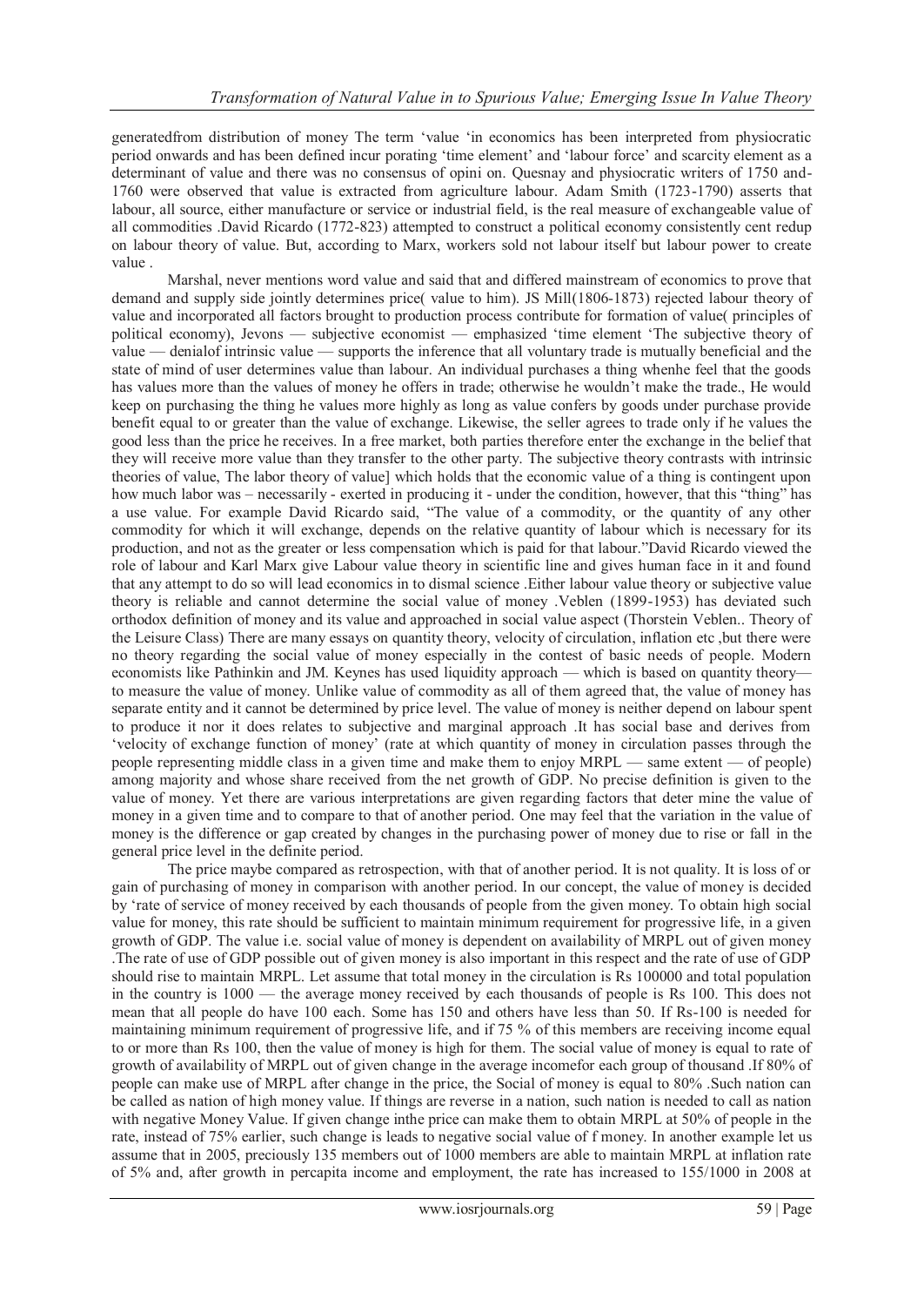generatedfrom distribution of money The term 'value 'in economics has been interpreted from physiocratic period onwards and has been defined incur porating 'time element' and 'labour force' and scarcity element as a determinant of value and there was no consensus of opini on. Quesnay and physiocratic writers of 1750 and-1760 were observed that value is extracted from agriculture labour. Adam Smith (1723-1790) asserts that labour, all source, either manufacture or service or industrial field, is the real measure of exchangeable value of all commodities .David Ricardo (1772-823) attempted to construct a political economy consistently cent redup on labour theory of value. But, according to Marx, workers sold not labour itself but labour power to create value .

Marshal, never mentions word value and said that and differed mainstream of economics to prove that demand and supply side jointly determines price( value to him). JS Mill(1806-1873) rejected labour theory of value and incorporated all factors brought to production process contribute for formation of value( principles of political economy), Jevons — subjective economist — emphasized 'time element 'The subjective theory of value — denialof intrinsic value — supports the inference that all voluntary trade is mutually beneficial and the state of mind of user determines value than labour. An individual purchases a thing whenhe feel that the goods has values more than the values of money he offers in trade; otherwise he wouldn't make the trade., He would keep on purchasing the thing he values more highly as long as value confers by goods under purchase provide benefit equal to or greater than the value of exchange. Likewise, the seller agrees to trade only if he values the good less than the price he receives. In a free market, both parties therefore enter the exchange in the belief that they will receive more value than they transfer to the other party. The subjective theory contrasts with intrinsic theories of value, The labor theory of value] which holds that the economic value of a thing is contingent upon how much labor was – necessarily - exerted in producing it - under the condition, however, that this "thing" has a use value. For example David Ricardo said, "The value of a commodity, or the quantity of any other commodity for which it will exchange, depends on the relative quantity of labour which is necessary for its production, and not as the greater or less compensation which is paid for that labour."David Ricardo viewed the role of labour and Karl Marx give Labour value theory in scientific line and gives human face in it and found that any attempt to do so will lead economics in to dismal science .Either labour value theory or subjective value theory is reliable and cannot determine the social value of money .Veblen (1899-1953) has deviated such orthodox definition of money and its value and approached in social value aspect (Thorstein Veblen.. Theory of the Leisure Class) There are many essays on quantity theory, velocity of circulation, inflation etc ,but there were no theory regarding the social value of money especially in the contest of basic needs of people. Modern economists like Pathinkin and JM. Keynes has used liquidity approach — which is based on quantity theory— to measure the value of money. Unlike value of commodity as all of them agreed that, the value of money has separate entity and it cannot be determined by price level. The value of money is neither depend on labour spent to produce it nor it does relates to subjective and marginal approach .It has social base and derives from 'velocity of exchange function of money' (rate at which quantity of money in circulation passes through the people representing middle class in a given time and make them to enjoy MRPL — same extent — of people) among majority and whose share received from the net growth of GDP. No precise definition is given to the value of money. Yet there are various interpretations are given regarding factors that deter mine the value of money in a given time and to compare to that of another period. One may feel that the variation in the value of money is the difference or gap created by changes in the purchasing power of money due to rise or fall in the general price level in the definite period.

The price maybe compared as retrospection, with that of another period. It is not quality. It is loss of or gain of purchasing of money in comparison with another period. In our concept, the value of money is decided by 'rate of service of money received by each thousands of people from the given money. To obtain high social value for money, this rate should be sufficient to maintain minimum requirement for progressive life, in a given growth of GDP. The value i.e. social value of money is dependent on availability of MRPL out of given money .The rate of use of GDP possible out of given money is also important in this respect and the rate of use of GDP should rise to maintain MRPL. Let assume that total money in the circulation is Rs 100000 and total population in the country is 1000 — the average money received by each thousands of people is Rs 100. This does not mean that all people do have 100 each. Some has 150 and others have less than 50. If Rs-100 is needed for maintaining minimum requirement of progressive life, and if 75 % of this members are receiving income equal to or more than Rs 100, then the value of money is high for them. The social value of money is equal to rate of growth of availability of MRPL out of given change in the average incomefor each group of thousand .If 80% of people can make use of MRPL after change in the price, the Social of money is equal to 80% .Such nation can be called as nation of high money value. If things are reverse in a nation, such nation is needed to call as nation with negative Money Value. If given change inthe price can make them to obtain MRPL at 50% of people in the rate, instead of 75% earlier, such change is leads to negative social value of f money. In another example let us assume that in 2005, preciously 135 members out of 1000 members are able to maintain MRPL at inflation rate of 5% and, after growth in percapita income and employment, the rate has increased to 155/1000 in 2008 at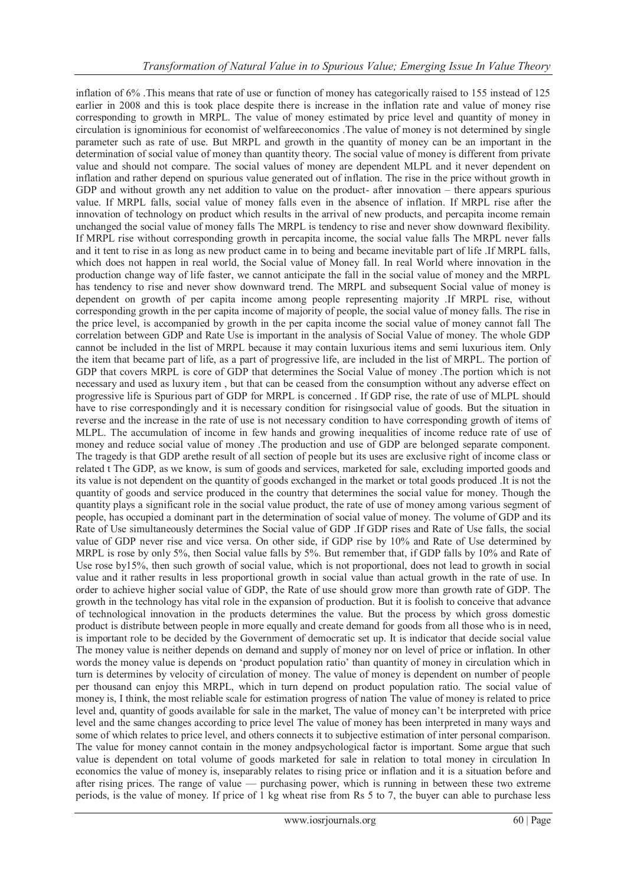inflation of 6% .This means that rate of use or function of money has categorically raised to 155 instead of 125 earlier in 2008 and this is took place despite there is increase in the inflation rate and value of money rise corresponding to growth in MRPL. The value of money estimated by price level and quantity of money in circulation is ignominious for economist of welfareeconomics .The value of money is not determined by single parameter such as rate of use. But MRPL and growth in the quantity of money can be an important in the determination of social value of money than quantity theory. The social value of money is different from private value and should not compare. The social values of money are dependent MLPL and it never dependent on inflation and rather depend on spurious value generated out of inflation. The rise in the price without growth in GDP and without growth any net addition to value on the product- after innovation – there appears spurious value. If MRPL falls, social value of money falls even in the absence of inflation. If MRPL rise after the innovation of technology on product which results in the arrival of new products, and percapita income remain unchanged the social value of money falls The MRPL is tendency to rise and never show downward flexibility. If MRPL rise without corresponding growth in percapita income, the social value falls The MRPL never falls and it tent to rise in as long as new product came in to being and became inevitable part of life .If MRPL falls, which does not happen in real world, the Social value of Money fall. In real World where innovation in the production change way of life faster, we cannot anticipate the fall in the social value of money and the MRPL has tendency to rise and never show downward trend. The MRPL and subsequent Social value of money is dependent on growth of per capita income among people representing majority .If MRPL rise, without corresponding growth in the per capita income of majority of people, the social value of money falls. The rise in the price level, is accompanied by growth in the per capita income the social value of money cannot fall The correlation between GDP and Rate Use is important in the analysis of Social Value of money. The whole GDP cannot be included in the list of MRPL because it may contain luxurious items and semi luxurious item. Only the item that became part of life, as a part of progressive life, are included in the list of MRPL. The portion of GDP that covers MRPL is core of GDP that determines the Social Value of money .The portion which is not necessary and used as luxury item , but that can be ceased from the consumption without any adverse effect on progressive life is Spurious part of GDP for MRPL is concerned . If GDP rise, the rate of use of MLPL should have to rise correspondingly and it is necessary condition for risingsocial value of goods. But the situation in reverse and the increase in the rate of use is not necessary condition to have corresponding growth of items of MLPL. The accumulation of income in few hands and growing inequalities of income reduce rate of use of money and reduce social value of money .The production and use of GDP are belonged separate component. The tragedy is that GDP arethe result of all section of people but its uses are exclusive right of income class or related t The GDP, as we know, is sum of goods and services, marketed for sale, excluding imported goods and its value is not dependent on the quantity of goods exchanged in the market or total goods produced .It is not the quantity of goods and service produced in the country that determines the social value for money. Though the quantity plays a significant role in the social value product, the rate of use of money among various segment of people, has occupied a dominant part in the determination of social value of money. The volume of GDP and its Rate of Use simultaneously determines the Social value of GDP .If GDP rises and Rate of Use falls, the social value of GDP never rise and vice versa. On other side, if GDP rise by 10% and Rate of Use determined by MRPL is rose by only 5%, then Social value falls by 5%. But remember that, if GDP falls by 10% and Rate of Use rose by15%, then such growth of social value, which is not proportional, does not lead to growth in social value and it rather results in less proportional growth in social value than actual growth in the rate of use. In order to achieve higher social value of GDP, the Rate of use should grow more than growth rate of GDP. The growth in the technology has vital role in the expansion of production. But it is foolish to conceive that advance of technological innovation in the products determines the value. But the process by which gross domestic product is distribute between people in more equally and create demand for goods from all those who is in need, is important role to be decided by the Government of democratic set up. It is indicator that decide social value The money value is neither depends on demand and supply of money nor on level of price or inflation. In other words the money value is depends on 'product population ratio' than quantity of money in circulation which in turn is determines by velocity of circulation of money. The value of money is dependent on number of people per thousand can enjoy this MRPL, which in turn depend on product population ratio. The social value of money is, I think, the most reliable scale for estimation progress of nation The value of money is related to price level and, quantity of goods available for sale in the market, The value of money can't be interpreted with price level and the same changes according to price level The value of money has been interpreted in many ways and some of which relates to price level, and others connects it to subjective estimation of inter personal comparison. The value for money cannot contain in the money andpsychological factor is important. Some argue that such value is dependent on total volume of goods marketed for sale in relation to total money in circulation In economics the value of money is, inseparably relates to rising price or inflation and it is a situation before and after rising prices. The range of value — purchasing power, which is running in between these two extreme periods, is the value of money. If price of 1 kg wheat rise from Rs 5 to 7, the buyer can able to purchase less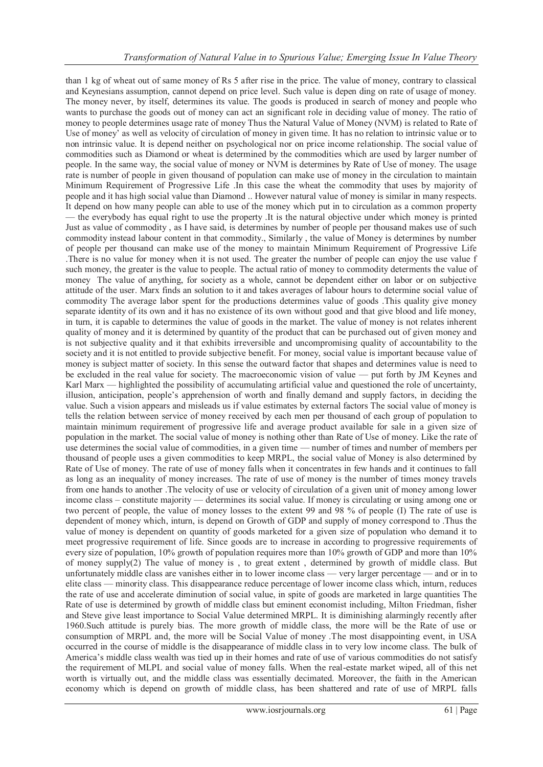than 1 kg of wheat out of same money of Rs 5 after rise in the price. The value of money, contrary to classical and Keynesians assumption, cannot depend on price level. Such value is depen ding on rate of usage of money. The money never, by itself, determines its value. The goods is produced in search of money and people who wants to purchase the goods out of money can act an significant role in deciding value of money. The ratio of money to people determines usage rate of money Thus the Natural Value of Money (NVM) is related to Rate of Use of money' as well as velocity of circulation of money in given time. It has no relation to intrinsic value or to non intrinsic value. It is depend neither on psychological nor on price income relationship. The social value of commodities such as Diamond or wheat is determined by the commodities which are used by larger number of people. In the same way, the social value of money or NVM is determines by Rate of Use of money. The usage rate is number of people in given thousand of population can make use of money in the circulation to maintain Minimum Requirement of Progressive Life .In this case the wheat the commodity that uses by majority of people and it has high social value than Diamond .. However natural value of money is similar in many respects. It depend on how many people can able to use of the money which put in to circulation as a common property — the everybody has equal right to use the property .It is the natural objective under which money is printed Just as value of commodity , as I have said, is determines by number of people per thousand makes use of such commodity instead labour content in that commodity., Similarly , the value of Money is determines by number of people per thousand can make use of the money to maintain Minimum Requirement of Progressive Life .There is no value for money when it is not used. The greater the number of people can enjoy the use value f such money, the greater is the value to people. The actual ratio of money to commodity determents the value of money The value of anything, for society as a whole, cannot be dependent either on labor or on subjective attitude of the user. Marx finds an solution to it and takes averages of labour hours to determine social value of commodity The average labor spent for the productions determines value of goods .This quality give money separate identity of its own and it has no existence of its own without good and that give blood and life money, in turn, it is capable to determines the value of goods in the market. The value of money is not relates inherent quality of money and it is determined by quantity of the product that can be purchased out of given money and is not subjective quality and it that exhibits irreversible and uncompromising quality of accountability to the society and it is not entitled to provide subjective benefit. For money, social value is important because value of money is subject matter of society. In this sense the outward factor that shapes and determines value is need to be excluded in the real value for society. The macroeconomic vision of value — put forth by JM Keynes and Karl Marx — highlighted the possibility of accumulating artificial value and questioned the role of uncertainty, illusion, anticipation, people's apprehension of worth and finally demand and supply factors, in deciding the value. Such a vision appears and misleads us if value estimates by external factors The social value of money is tells the relation between service of money received by each men per thousand of each group of population to maintain minimum requirement of progressive life and average product available for sale in a given size of population in the market. The social value of money is nothing other than Rate of Use of money. Like the rate of use determines the social value of commodities, in a given time — number of times and number of members per thousand of people uses a given commodities to keep MRPL, the social value of Money is also determined by Rate of Use of money. The rate of use of money falls when it concentrates in few hands and it continues to fall as long as an inequality of money increases. The rate of use of money is the number of times money travels from one hands to another .The velocity of use or velocity of circulation of a given unit of money among lower income class – constitute majority — determines its social value. If money is circulating or using among one or two percent of people, the value of money losses to the extent 99 and 98 % of people (I) The rate of use is dependent of money which, inturn, is depend on Growth of GDP and supply of money correspond to .Thus the value of money is dependent on quantity of goods marketed for a given size of population who demand it to meet progressive requirement of life. Since goods are to increase in according to progressive requirements of every size of population, 10% growth of population requires more than 10% growth of GDP and more than 10% of money supply(2) The value of money is , to great extent , determined by growth of middle class. But unfortunately middle class are vanishes either in to lower income class — very larger percentage — and or in to elite class — minority class. This disappearance reduce percentage of lower income class which, inturn, reduces the rate of use and accelerate diminution of social value, in spite of goods are marketed in large quantities The Rate of use is determined by growth of middle class but eminent economist including, Milton Friedman, fisher and Steve give least importance to Social Value determined MRPL. It is diminishing alarmingly recently after 1960.Such attitude is purely bias. The more growth of middle class, the more will be the Rate of use or consumption of MRPL and, the more will be Social Value of money .The most disappointing event, in USA occurred in the course of middle is the disappearance of middle class in to very low income class. The bulk of America's middle class wealth was tied up in their homes and rate of use of various commodities do not satisfy the requirement of MLPL and social value of money falls. When the real-estate market wiped, all of this net worth is virtually out, and the middle class was essentially decimated. Moreover, the faith in the American economy which is depend on growth of middle class, has been shattered and rate of use of MRPL falls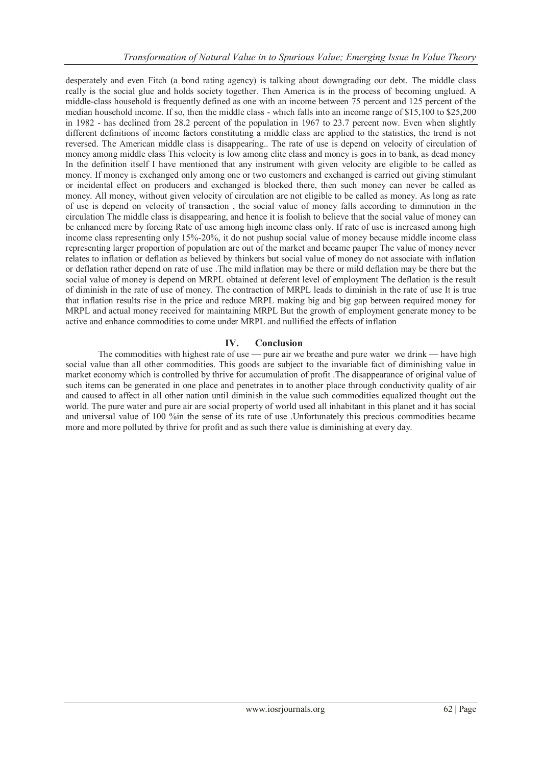desperately and even Fitch (a bond rating agency) is talking about downgrading our debt. The middle class really is the social glue and holds society together. Then America is in the process of becoming unglued. A middle-class household is frequently defined as one with an income between 75 percent and 125 percent of the median household income. If so, then the middle class - which falls into an income range of $15,100 to $25,200 in 1982 - has declined from 28.2 percent of the population in 1967 to 23.7 percent now. Even when slightly different definitions of income factors constituting a middle class are applied to the statistics, the trend is not reversed. The American middle class is disappearing.. The rate of use is depend on velocity of circulation of money among middle class This velocity is low among elite class and money is goes in to bank, as dead money In the definition itself I have mentioned that any instrument with given velocity are eligible to be called as money. If money is exchanged only among one or two customers and exchanged is carried out giving stimulant or incidental effect on producers and exchanged is blocked there, then such money can never be called as money. All money, without given velocity of circulation are not eligible to be called as money. As long as rate of use is depend on velocity of transaction , the social value of money falls according to diminution in the circulation The middle class is disappearing, and hence it is foolish to believe that the social value of money can be enhanced mere by forcing Rate of use among high income class only. If rate of use is increased among high income class representing only 15%-20%, it do not pushup social value of money because middle income class representing larger proportion of population are out of the market and became pauper The value of money never relates to inflation or deflation as believed by thinkers but social value of money do not associate with inflation or deflation rather depend on rate of use .The mild inflation may be there or mild deflation may be there but the social value of money is depend on MRPL obtained at deferent level of employment The deflation is the result of diminish in the rate of use of money. The contraction of MRPL leads to diminish in the rate of use It is true that inflation results rise in the price and reduce MRPL making big and big gap between required money for MRPL and actual money received for maintaining MRPL But the growth of employment generate money to be active and enhance commodities to come under MRPL and nullified the effects of inflation

## IV. Conclusion

The commodities with highest rate of use — pure air we breathe and pure water we drink — have high social value than all other commodities. This goods are subject to the invariable fact of diminishing value in market economy which is controlled by thrive for accumulation of profit .The disappearance of original value of such items can be generated in one place and penetrates in to another place through conductivity quality of air and caused to affect in all other nation until diminish in the value such commodities equalized thought out the world. The pure water and pure air are social property of world used all inhabitant in this planet and it has social and universal value of 100 %in the sense of its rate of use .Unfortunately this precious commodities became more and more polluted by thrive for profit and as such there value is diminishing at every day.